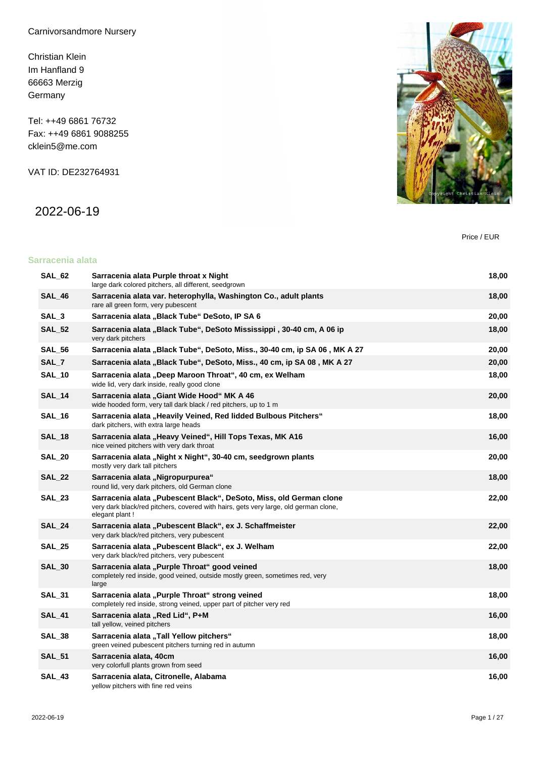Carnivorsandmore Nursery

Christian Klein
Im Hanfland 9
66663 Merzig
Germany

Tel: ++49 6861 76732
Fax: ++49 6861 9088255
cklein5@me.com

VAT ID: DE232764931

## 2022-06-19

Price / EUR

### Sarracenia alata

| Code | Description | Price / EUR |
|---|---|---|
| **SAL_62** | **Sarracenia alata Purple throat x Night**<br>large dark colored pitchers, all different, seedgrown | **18,00** |
| **SAL_46** | **Sarracenia alata var. heterophylla, Washington Co., adult plants**<br>rare all green form, very pubescent | **18,00** |
| **SAL_3** | **Sarracenia alata „Black Tube“ DeSoto, IP SA 6** | **20,00** |
| **SAL_52** | **Sarracenia alata „Black Tube“, DeSoto Mississippi , 30-40 cm, A 06 ip**<br>very dark pitchers | **18,00** |
| **SAL_56** | **Sarracenia alata „Black Tube“, DeSoto, Miss., 30-40 cm, ip SA 06 , MK A 27** | **20,00** |
| **SAL_7** | **Sarracenia alata „Black Tube“, DeSoto, Miss., 40 cm, ip SA 08 , MK A 27** | **20,00** |
| **SAL_10** | **Sarracenia alata „Deep Maroon Throat“, 40 cm, ex Welham**<br>wide lid, very dark inside, really good clone | **18,00** |
| **SAL_14** | **Sarracenia alata „Giant Wide Hood“ MK A 46**<br>wide hooded form, very tall dark black / red pitchers, up to 1 m | **20,00** |
| **SAL_16** | **Sarracenia alata „Heavily Veined, Red lidded Bulbous Pitchers“**<br>dark pitchers, with extra large heads | **18,00** |
| **SAL_18** | **Sarracenia alata „Heavy Veined“, Hill Tops Texas, MK A16**<br>nice veined pitchers with very dark throat | **16,00** |
| **SAL_20** | **Sarracenia alata „Night x Night“, 30-40 cm, seedgrown plants**<br>mostly very dark tall pitchers | **20,00** |
| **SAL_22** | **Sarracenia alata „Nigropurpurea“**<br>round lid, very dark pitchers, old German clone | **18,00** |
| **SAL_23** | **Sarracenia alata „Pubescent Black“, DeSoto, Miss, old German clone**<br>very dark black/red pitchers, covered with hairs, gets very large, old german clone, elegant plant ! | **22,00** |
| **SAL_24** | **Sarracenia alata „Pubescent Black“, ex J. Schaffmeister**<br>very dark black/red pitchers, very pubescent | **22,00** |
| **SAL_25** | **Sarracenia alata „Pubescent Black“, ex J. Welham**<br>very dark black/red pitchers, very pubescent | **22,00** |
| **SAL_30** | **Sarracenia alata „Purple Throat“ good veined**<br>completely red inside, good veined, outside mostly green, sometimes red, very large | **18,00** |
| **SAL_31** | **Sarracenia alata „Purple Throat“ strong veined**<br>completely red inside, strong veined, upper part of pitcher very red | **18,00** |
| **SAL_41** | **Sarracenia alata „Red Lid“, P+M**<br>tall yellow, veined pitchers | **16,00** |
| **SAL_38** | **Sarracenia alata „Tall Yellow pitchers“**<br>green veined pubescent pitchers turning red in autumn | **18,00** |
| **SAL_51** | **Sarracenia alata, 40cm**<br>very colorfull plants grown from seed | **16,00** |
| **SAL_43** | **Sarracenia alata, Citronelle, Alabama**<br>yellow pitchers with fine red veins | **16,00** |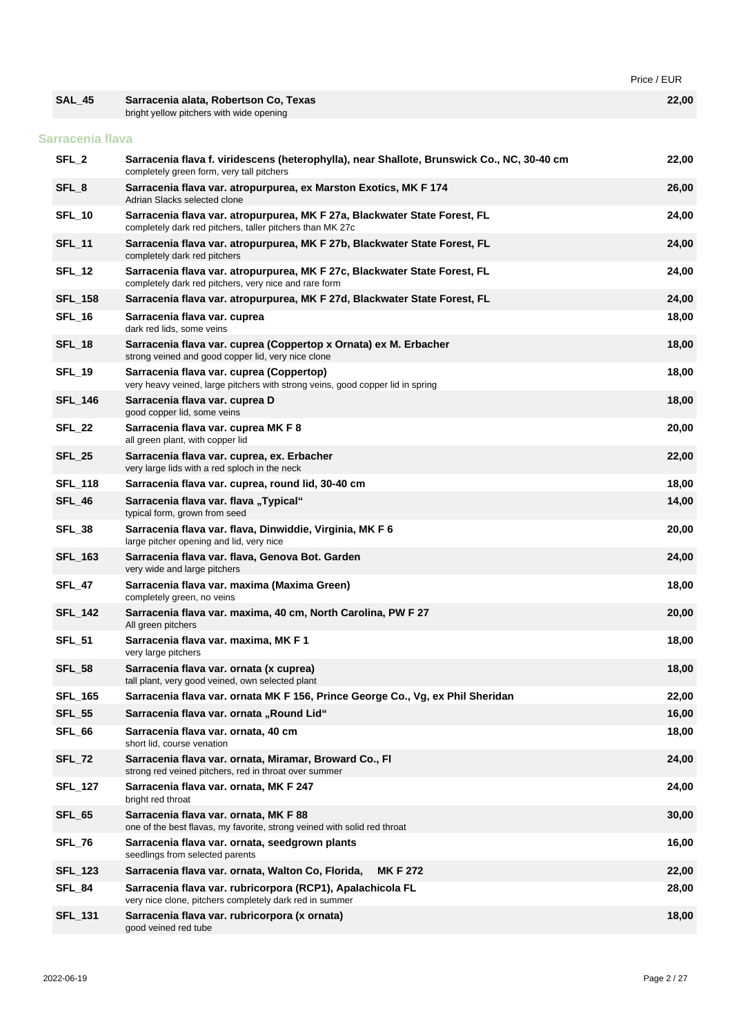| | | Price / EUR |
|---|---|---|
| **SAL_45** | **Sarracenia alata, Robertson Co, Texas**<br>bright yellow pitchers with wide opening | **22,00** |

## Sarracenia flava

| | | Price / EUR |
|---|---|---|
| **SFL_2** | **Sarracenia flava f. viridescens (heterophylla), near Shallote, Brunswick Co., NC, 30-40 cm**<br>completely green form, very tall pitchers | **22,00** |
| **SFL_8** | **Sarracenia flava var. atropurpurea, ex Marston Exotics, MK F 174**<br>Adrian Slacks selected clone | **26,00** |
| **SFL_10** | **Sarracenia flava var. atropurpurea, MK F 27a, Blackwater State Forest, FL**<br>completely dark red pitchers, taller pitchers than MK 27c | **24,00** |
| **SFL_11** | **Sarracenia flava var. atropurpurea, MK F 27b, Blackwater State Forest, FL**<br>completely dark red pitchers | **24,00** |
| **SFL_12** | **Sarracenia flava var. atropurpurea, MK F 27c, Blackwater State Forest, FL**<br>completely dark red pitchers, very nice and rare form | **24,00** |
| **SFL_158** | **Sarracenia flava var. atropurpurea, MK F 27d, Blackwater State Forest, FL** | **24,00** |
| **SFL_16** | **Sarracenia flava var. cuprea**<br>dark red lids, some veins | **18,00** |
| **SFL_18** | **Sarracenia flava var. cuprea (Coppertop x Ornata) ex M. Erbacher**<br>strong veined and good copper lid, very nice clone | **18,00** |
| **SFL_19** | **Sarracenia flava var. cuprea (Coppertop)**<br>very heavy veined, large pitchers with strong veins, good copper lid in spring | **18,00** |
| **SFL_146** | **Sarracenia flava var. cuprea D**<br>good copper lid, some veins | **18,00** |
| **SFL_22** | **Sarracenia flava var. cuprea MK F 8**<br>all green plant, with copper lid | **20,00** |
| **SFL_25** | **Sarracenia flava var. cuprea, ex. Erbacher**<br>very large lids with a red sploch in the neck | **22,00** |
| **SFL_118** | **Sarracenia flava var. cuprea, round lid, 30-40 cm** | **18,00** |
| **SFL_46** | **Sarracenia flava var. flava „Typical"**<br>typical form, grown from seed | **14,00** |
| **SFL_38** | **Sarracenia flava var. flava, Dinwiddie, Virginia, MK F 6**<br>large pitcher opening and lid, very nice | **20,00** |
| **SFL_163** | **Sarracenia flava var. flava, Genova Bot. Garden**<br>very wide and large pitchers | **24,00** |
| **SFL_47** | **Sarracenia flava var. maxima (Maxima Green)**<br>completely green, no veins | **18,00** |
| **SFL_142** | **Sarracenia flava var. maxima, 40 cm, North Carolina, PW F 27**<br>All green pitchers | **20,00** |
| **SFL_51** | **Sarracenia flava var. maxima, MK F 1**<br>very large pitchers | **18,00** |
| **SFL_58** | **Sarracenia flava var. ornata (x cuprea)**<br>tall plant, very good veined, own selected plant | **18,00** |
| **SFL_165** | **Sarracenia flava var. ornata MK F 156, Prince George Co., Vg, ex Phil Sheridan** | **22,00** |
| **SFL_55** | **Sarracenia flava var. ornata „Round Lid"** | **16,00** |
| **SFL_66** | **Sarracenia flava var. ornata, 40 cm**<br>short lid, course venation | **18,00** |
| **SFL_72** | **Sarracenia flava var. ornata, Miramar, Broward Co., Fl**<br>strong red veined pitchers, red in throat over summer | **24,00** |
| **SFL_127** | **Sarracenia flava var. ornata, MK F 247**<br>bright red throat | **24,00** |
| **SFL_65** | **Sarracenia flava var. ornata, MK F 88**<br>one of the best flavas, my favorite, strong veined with solid red throat | **30,00** |
| **SFL_76** | **Sarracenia flava var. ornata, seedgrown plants**<br>seedlings from selected parents | **16,00** |
| **SFL_123** | **Sarracenia flava var. ornata, Walton Co, Florida, MK F 272** | **22,00** |
| **SFL_84** | **Sarracenia flava var. rubricorpora (RCP1), Apalachicola FL**<br>very nice clone, pitchers completely dark red in summer | **28,00** |
| **SFL_131** | **Sarracenia flava var. rubricorpora (x ornata)**<br>good veined red tube | **18,00** |

2022-06-19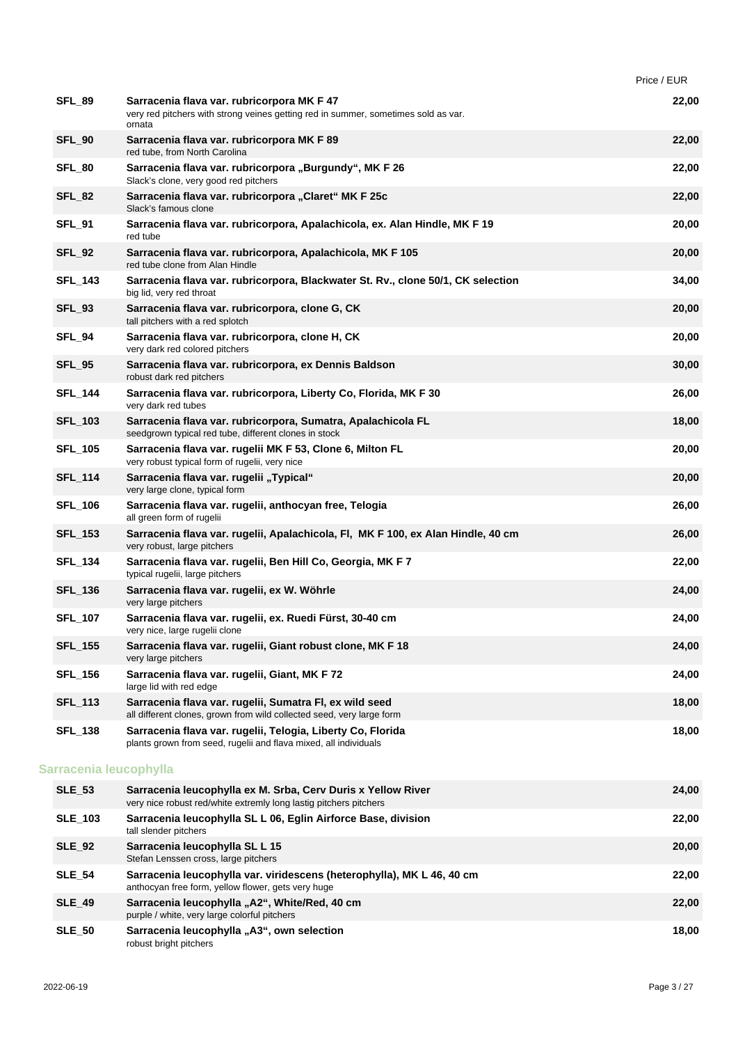| | | Price / EUR |
|---|---|---|
| **SFL_89** | **Sarracenia flava var. rubricorpora MK F 47**<br>very red pitchers with strong veines getting red in summer, sometimes sold as var. ornata | **22,00** |
| **SFL_90** | **Sarracenia flava var. rubricorpora MK F 89**<br>red tube, from North Carolina | **22,00** |
| **SFL_80** | **Sarracenia flava var. rubricorpora „Burgundy", MK F 26**<br>Slack's clone, very good red pitchers | **22,00** |
| **SFL_82** | **Sarracenia flava var. rubricorpora „Claret" MK F 25c**<br>Slack's famous clone | **22,00** |
| **SFL_91** | **Sarracenia flava var. rubricorpora, Apalachicola, ex. Alan Hindle, MK F 19**<br>red tube | **20,00** |
| **SFL_92** | **Sarracenia flava var. rubricorpora, Apalachicola, MK F 105**<br>red tube clone from Alan Hindle | **20,00** |
| **SFL_143** | **Sarracenia flava var. rubricorpora, Blackwater St. Rv., clone 50/1, CK selection**<br>big lid, very red throat | **34,00** |
| **SFL_93** | **Sarracenia flava var. rubricorpora, clone G, CK**<br>tall pitchers with a red splotch | **20,00** |
| **SFL_94** | **Sarracenia flava var. rubricorpora, clone H, CK**<br>very dark red colored pitchers | **20,00** |
| **SFL_95** | **Sarracenia flava var. rubricorpora, ex Dennis Baldson**<br>robust dark red pitchers | **30,00** |
| **SFL_144** | **Sarracenia flava var. rubricorpora, Liberty Co, Florida, MK F 30**<br>very dark red tubes | **26,00** |
| **SFL_103** | **Sarracenia flava var. rubricorpora, Sumatra, Apalachicola FL**<br>seedgrown typical red tube, different clones in stock | **18,00** |
| **SFL_105** | **Sarracenia flava var. rugelii MK F 53, Clone 6, Milton FL**<br>very robust typical form of rugelii, very nice | **20,00** |
| **SFL_114** | **Sarracenia flava var. rugelii „Typical"**<br>very large clone, typical form | **20,00** |
| **SFL_106** | **Sarracenia flava var. rugelii, anthocyan free, Telogia**<br>all green form of rugelii | **26,00** |
| **SFL_153** | **Sarracenia flava var. rugelii, Apalachicola, Fl, MK F 100, ex Alan Hindle, 40 cm**<br>very robust, large pitchers | **26,00** |
| **SFL_134** | **Sarracenia flava var. rugelii, Ben Hill Co, Georgia, MK F 7**<br>typical rugelii, large pitchers | **22,00** |
| **SFL_136** | **Sarracenia flava var. rugelii, ex W. Wöhrle**<br>very large pitchers | **24,00** |
| **SFL_107** | **Sarracenia flava var. rugelii, ex. Ruedi Fürst, 30-40 cm**<br>very nice, large rugelii clone | **24,00** |
| **SFL_155** | **Sarracenia flava var. rugelii, Giant robust clone, MK F 18**<br>very large pitchers | **24,00** |
| **SFL_156** | **Sarracenia flava var. rugelii, Giant, MK F 72**<br>large lid with red edge | **24,00** |
| **SFL_113** | **Sarracenia flava var. rugelii, Sumatra Fl, ex wild seed**<br>all different clones, grown from wild collected seed, very large form | **18,00** |
| **SFL_138** | **Sarracenia flava var. rugelii, Telogia, Liberty Co, Florida**<br>plants grown from seed, rugelii and flava mixed, all individuals | **18,00** |

## Sarracenia leucophylla

| | | |
|---|---|---|
| **SLE_53** | **Sarracenia leucophylla ex M. Srba, Cerv Duris x Yellow River**<br>very nice robust red/white extremly long lastig pitchers pitchers | **24,00** |
| **SLE_103** | **Sarracenia leucophylla SL L 06, Eglin Airforce Base, division**<br>tall slender pitchers | **22,00** |
| **SLE_92** | **Sarracenia leucophylla SL L 15**<br>Stefan Lenssen cross, large pitchers | **20,00** |
| **SLE_54** | **Sarracenia leucophylla var. viridescens (heterophylla), MK L 46, 40 cm**<br>anthocyan free form, yellow flower, gets very huge | **22,00** |
| **SLE_49** | **Sarracenia leucophylla „A2", White/Red, 40 cm**<br>purple / white, very large colorful pitchers | **22,00** |
| **SLE_50** | **Sarracenia leucophylla „A3", own selection**<br>robust bright pitchers | **18,00** |

2022-06-19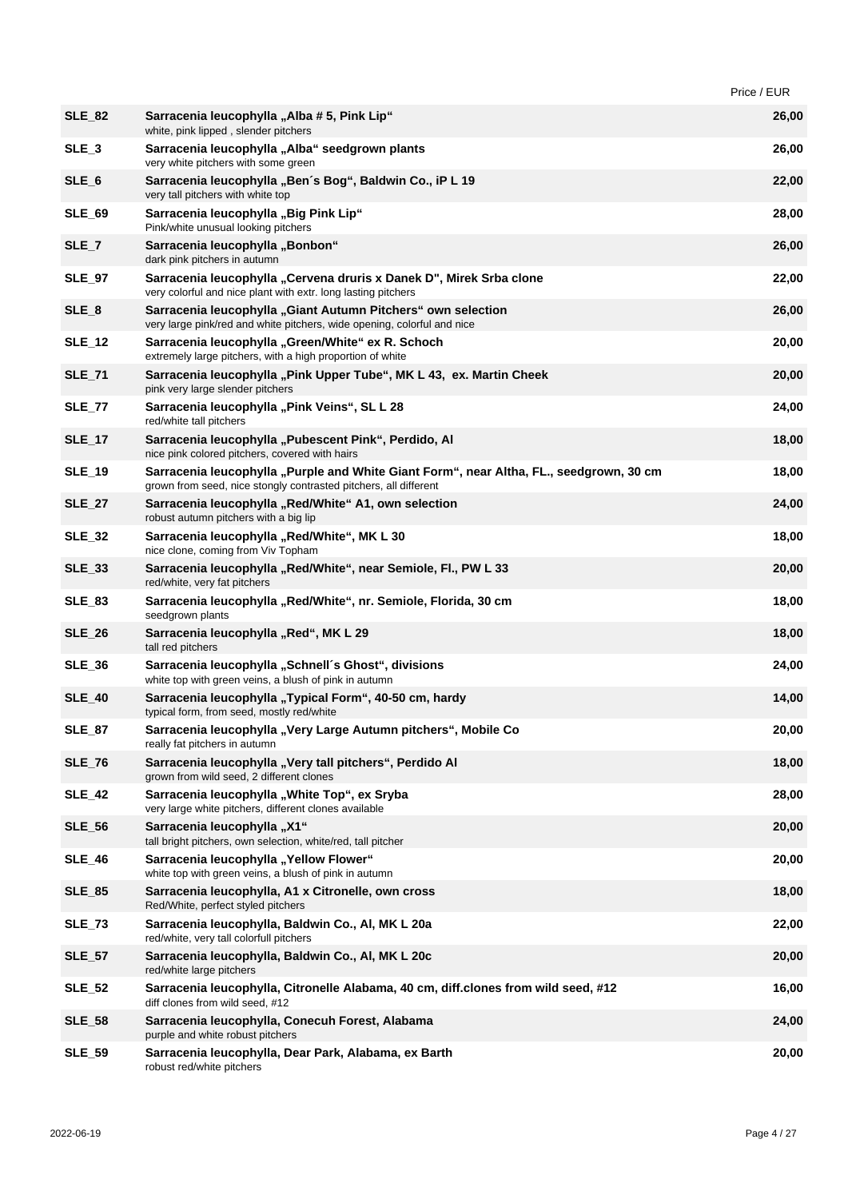| | | Price / EUR |
|---|---|---|
| **SLE_82** | **Sarracenia leucophylla „Alba # 5, Pink Lip“**<br>white, pink lipped , slender pitchers | **26,00** |
| **SLE_3** | **Sarracenia leucophylla „Alba“ seedgrown plants**<br>very white pitchers with some green | **26,00** |
| **SLE_6** | **Sarracenia leucophylla „Ben´s Bog“, Baldwin Co., iP L 19**<br>very tall pitchers with white top | **22,00** |
| **SLE_69** | **Sarracenia leucophylla „Big Pink Lip“**<br>Pink/white unusual looking pitchers | **28,00** |
| **SLE_7** | **Sarracenia leucophylla „Bonbon“**<br>dark pink pitchers in autumn | **26,00** |
| **SLE_97** | **Sarracenia leucophylla „Cervena druris x Danek D", Mirek Srba clone**<br>very colorful and nice plant with extr. long lasting pitchers | **22,00** |
| **SLE_8** | **Sarracenia leucophylla „Giant Autumn Pitchers“ own selection**<br>very large pink/red and white pitchers, wide opening, colorful and nice | **26,00** |
| **SLE_12** | **Sarracenia leucophylla „Green/White“ ex R. Schoch**<br>extremely large pitchers, with a high proportion of white | **20,00** |
| **SLE_71** | **Sarracenia leucophylla „Pink Upper Tube“, MK L 43, ex. Martin Cheek**<br>pink very large slender pitchers | **20,00** |
| **SLE_77** | **Sarracenia leucophylla „Pink Veins“, SL L 28**<br>red/white tall pitchers | **24,00** |
| **SLE_17** | **Sarracenia leucophylla „Pubescent Pink“, Perdido, Al**<br>nice pink colored pitchers, covered with hairs | **18,00** |
| **SLE_19** | **Sarracenia leucophylla „Purple and White Giant Form“, near Altha, FL., seedgrown, 30 cm**<br>grown from seed, nice stongly contrasted pitchers, all different | **18,00** |
| **SLE_27** | **Sarracenia leucophylla „Red/White“ A1, own selection**<br>robust autumn pitchers with a big lip | **24,00** |
| **SLE_32** | **Sarracenia leucophylla „Red/White“, MK L 30**<br>nice clone, coming from Viv Topham | **18,00** |
| **SLE_33** | **Sarracenia leucophylla „Red/White“, near Semiole, Fl., PW L 33**<br>red/white, very fat pitchers | **20,00** |
| **SLE_83** | **Sarracenia leucophylla „Red/White“, nr. Semiole, Florida, 30 cm**<br>seedgrown plants | **18,00** |
| **SLE_26** | **Sarracenia leucophylla „Red“, MK L 29**<br>tall red pitchers | **18,00** |
| **SLE_36** | **Sarracenia leucophylla „Schnell´s Ghost“, divisions**<br>white top with green veins, a blush of pink in autumn | **24,00** |
| **SLE_40** | **Sarracenia leucophylla „Typical Form“, 40-50 cm, hardy**<br>typical form, from seed, mostly red/white | **14,00** |
| **SLE_87** | **Sarracenia leucophylla „Very Large Autumn pitchers“, Mobile Co**<br>really fat pitchers in autumn | **20,00** |
| **SLE_76** | **Sarracenia leucophylla „Very tall pitchers“, Perdido Al**<br>grown from wild seed, 2 different clones | **18,00** |
| **SLE_42** | **Sarracenia leucophylla „White Top“, ex Sryba**<br>very large white pitchers, different clones available | **28,00** |
| **SLE_56** | **Sarracenia leucophylla „X1“**<br>tall bright pitchers, own selection, white/red, tall pitcher | **20,00** |
| **SLE_46** | **Sarracenia leucophylla „Yellow Flower“**<br>white top with green veins, a blush of pink in autumn | **20,00** |
| **SLE_85** | **Sarracenia leucophylla, A1 x Citronelle, own cross**<br>Red/White, perfect styled pitchers | **18,00** |
| **SLE_73** | **Sarracenia leucophylla, Baldwin Co., Al, MK L 20a**<br>red/white, very tall colorfull pitchers | **22,00** |
| **SLE_57** | **Sarracenia leucophylla, Baldwin Co., Al, MK L 20c**<br>red/white large pitchers | **20,00** |
| **SLE_52** | **Sarracenia leucophylla, Citronelle Alabama, 40 cm, diff.clones from wild seed, #12**<br>diff clones from wild seed, #12 | **16,00** |
| **SLE_58** | **Sarracenia leucophylla, Conecuh Forest, Alabama**<br>purple and white robust pitchers | **24,00** |
| **SLE_59** | **Sarracenia leucophylla, Dear Park, Alabama, ex Barth**<br>robust red/white pitchers | **20,00** |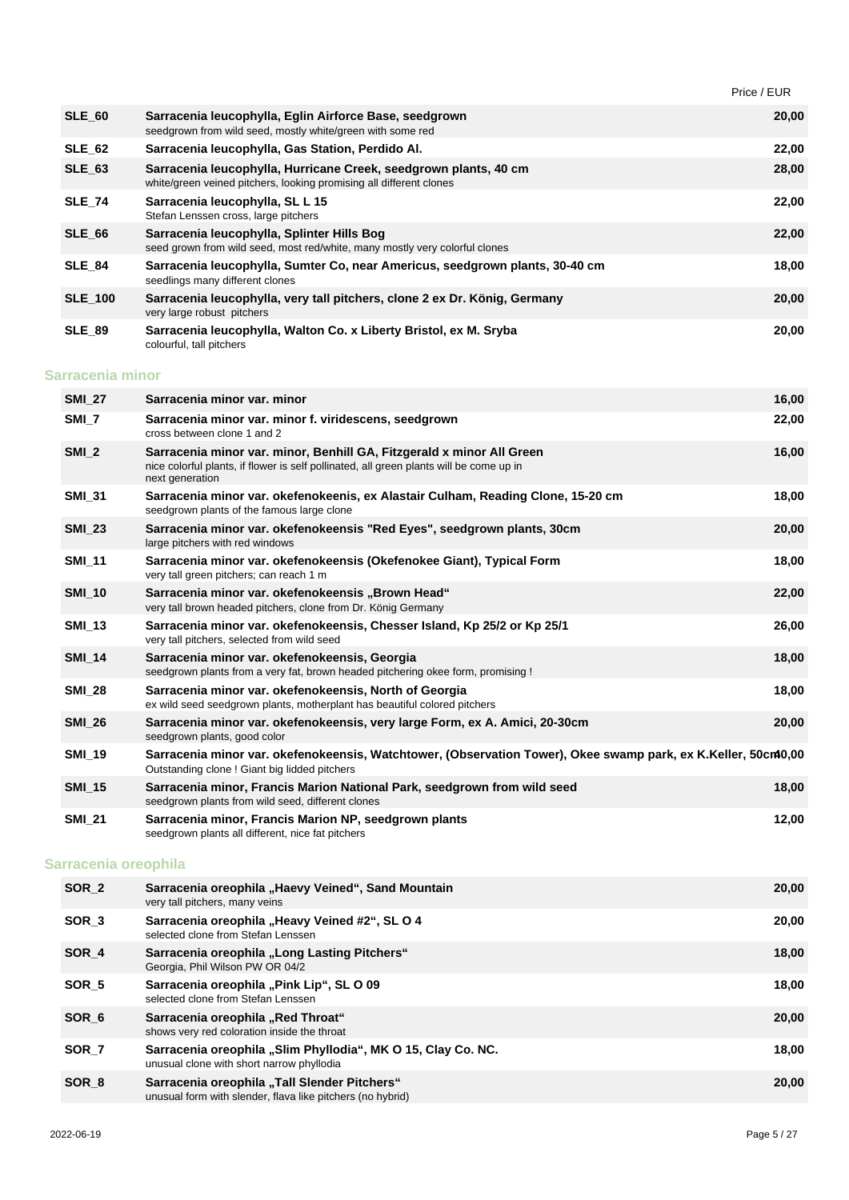| | | Price / EUR |
|---|---|---|
| **SLE_60** | **Sarracenia leucophylla, Eglin Airforce Base, seedgrown**<br>seedgrown from wild seed, mostly white/green with some red | **20,00** |
| **SLE_62** | **Sarracenia leucophylla, Gas Station, Perdido Al.** | **22,00** |
| **SLE_63** | **Sarracenia leucophylla, Hurricane Creek, seedgrown plants, 40 cm**<br>white/green veined pitchers, looking promising all different clones | **28,00** |
| **SLE_74** | **Sarracenia leucophylla, SL L 15**<br>Stefan Lenssen cross, large pitchers | **22,00** |
| **SLE_66** | **Sarracenia leucophylla, Splinter Hills Bog**<br>seed grown from wild seed, most red/white, many mostly very colorful clones | **22,00** |
| **SLE_84** | **Sarracenia leucophylla, Sumter Co, near Americus, seedgrown plants, 30-40 cm**<br>seedlings many different clones | **18,00** |
| **SLE_100** | **Sarracenia leucophylla, very tall pitchers, clone 2 ex Dr. König, Germany**<br>very large robust pitchers | **20,00** |
| **SLE_89** | **Sarracenia leucophylla, Walton Co. x Liberty Bristol, ex M. Sryba**<br>colourful, tall pitchers | **20,00** |

## Sarracenia minor

| | | |
|---|---|---|
| **SMI_27** | **Sarracenia minor var. minor** | **16,00** |
| **SMI_7** | **Sarracenia minor var. minor f. viridescens, seedgrown**<br>cross between clone 1 and 2 | **22,00** |
| **SMI_2** | **Sarracenia minor var. minor, Benhill GA, Fitzgerald x minor All Green**<br>nice colorful plants, if flower is self pollinated, all green plants will be come up in next generation | **16,00** |
| **SMI_31** | **Sarracenia minor var. okefenokeenis, ex Alastair Culham, Reading Clone, 15-20 cm**<br>seedgrown plants of the famous large clone | **18,00** |
| **SMI_23** | **Sarracenia minor var. okefenokeensis "Red Eyes", seedgrown plants, 30cm**<br>large pitchers with red windows | **20,00** |
| **SMI_11** | **Sarracenia minor var. okefenokeensis (Okefenokee Giant), Typical Form**<br>very tall green pitchers; can reach 1 m | **18,00** |
| **SMI_10** | **Sarracenia minor var. okefenokeensis „Brown Head“**<br>very tall brown headed pitchers, clone from Dr. König Germany | **22,00** |
| **SMI_13** | **Sarracenia minor var. okefenokeensis, Chesser Island, Kp 25/2 or Kp 25/1**<br>very tall pitchers, selected from wild seed | **26,00** |
| **SMI_14** | **Sarracenia minor var. okefenokeensis, Georgia**<br>seedgrown plants from a very fat, brown headed pitchering okee form, promising ! | **18,00** |
| **SMI_28** | **Sarracenia minor var. okefenokeensis, North of Georgia**<br>ex wild seed seedgrown plants, motherplant has beautiful colored pitchers | **18,00** |
| **SMI_26** | **Sarracenia minor var. okefenokeensis, very large Form, ex A. Amici, 20-30cm**<br>seedgrown plants, good color | **20,00** |
| **SMI_19** | **Sarracenia minor var. okefenokeensis, Watchtower, (Observation Tower), Okee swamp park, ex K.Keller, 50cm**<br>Outstanding clone ! Giant big lidded pitchers | **40,00** |
| **SMI_15** | **Sarracenia minor, Francis Marion National Park, seedgrown from wild seed**<br>seedgrown plants from wild seed, different clones | **18,00** |
| **SMI_21** | **Sarracenia minor, Francis Marion NP, seedgrown plants**<br>seedgrown plants all different, nice fat pitchers | **12,00** |

## Sarracenia oreophila

| | | |
|---|---|---|
| **SOR_2** | **Sarracenia oreophila „Haevy Veined“, Sand Mountain**<br>very tall pitchers, many veins | **20,00** |
| **SOR_3** | **Sarracenia oreophila „Heavy Veined #2“, SL O 4**<br>selected clone from Stefan Lenssen | **20,00** |
| **SOR_4** | **Sarracenia oreophila „Long Lasting Pitchers“**<br>Georgia, Phil Wilson PW OR 04/2 | **18,00** |
| **SOR_5** | **Sarracenia oreophila „Pink Lip“, SL O 09**<br>selected clone from Stefan Lenssen | **18,00** |
| **SOR_6** | **Sarracenia oreophila „Red Throat“**<br>shows very red coloration inside the throat | **20,00** |
| **SOR_7** | **Sarracenia oreophila „Slim Phyllodia“, MK O 15, Clay Co. NC.**<br>unusual clone with short narrow phyllodia | **18,00** |
| **SOR_8** | **Sarracenia oreophila „Tall Slender Pitchers“**<br>unusual form with slender, flava like pitchers (no hybrid) | **20,00** |

2022-06-19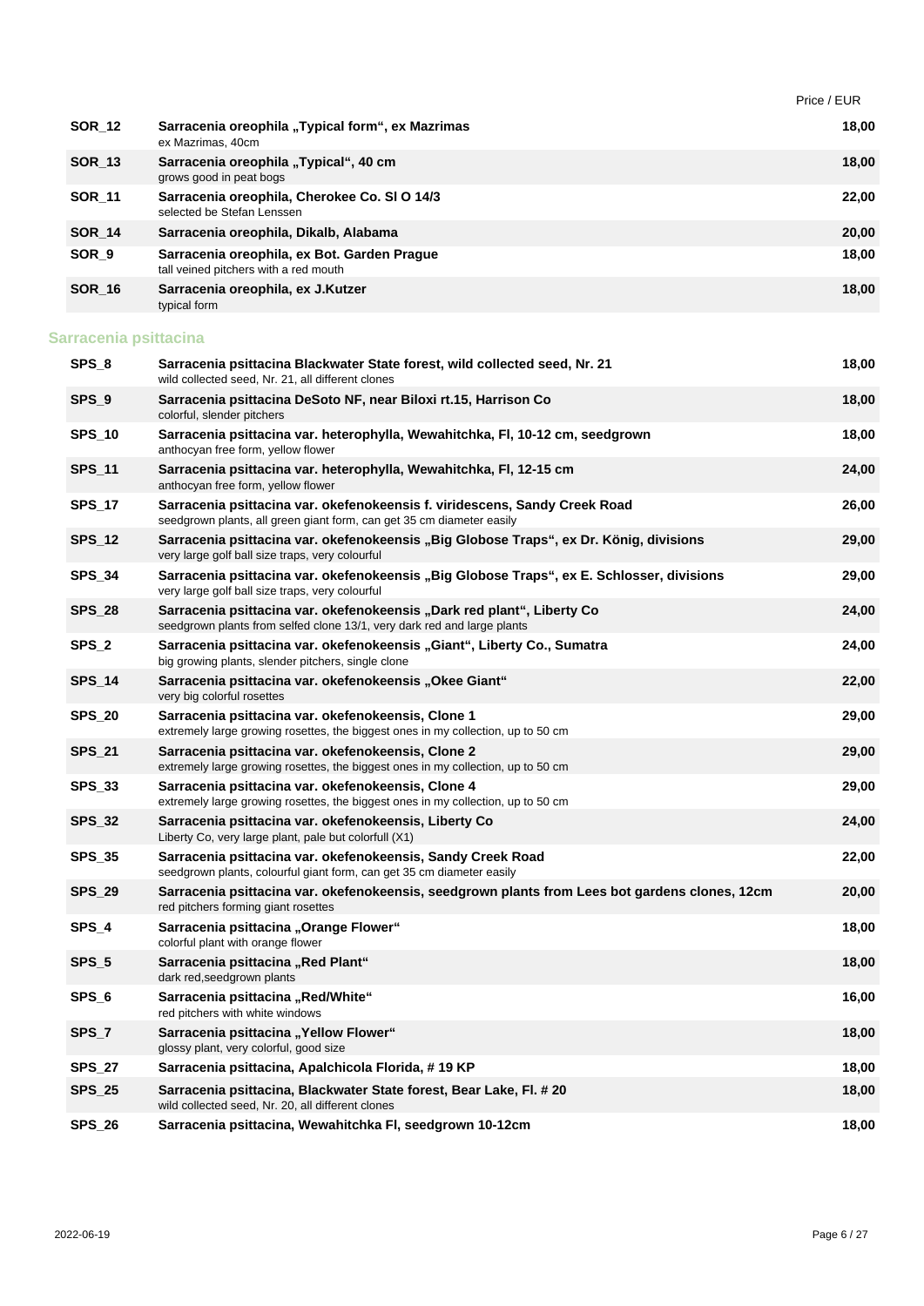| | | Price / EUR |
|---|---|---|
| SOR_12 | **Sarracenia oreophila „Typical form", ex Mazrimas**<br>ex Mazrimas, 40cm | 18,00 |
| SOR_13 | **Sarracenia oreophila „Typical", 40 cm**<br>grows good in peat bogs | 18,00 |
| SOR_11 | **Sarracenia oreophila, Cherokee Co. Sl O 14/3**<br>selected be Stefan Lenssen | 22,00 |
| SOR_14 | **Sarracenia oreophila, Dikalb, Alabama** | 20,00 |
| SOR_9 | **Sarracenia oreophila, ex Bot. Garden Prague**<br>tall veined pitchers with a red mouth | 18,00 |
| SOR_16 | **Sarracenia oreophila, ex J.Kutzer**<br>typical form | 18,00 |

## Sarracenia psittacina

| | | |
|---|---|---|
| SPS_8 | **Sarracenia psittacina Blackwater State forest, wild collected seed, Nr. 21**<br>wild collected seed, Nr. 21, all different clones | 18,00 |
| SPS_9 | **Sarracenia psittacina DeSoto NF, near Biloxi rt.15, Harrison Co**<br>colorful, slender pitchers | 18,00 |
| SPS_10 | **Sarracenia psittacina var. heterophylla, Wewahitchka, Fl, 10-12 cm, seedgrown**<br>anthocyan free form, yellow flower | 18,00 |
| SPS_11 | **Sarracenia psittacina var. heterophylla, Wewahitchka, Fl, 12-15 cm**<br>anthocyan free form, yellow flower | 24,00 |
| SPS_17 | **Sarracenia psittacina var. okefenokeensis f. viridescens, Sandy Creek Road**<br>seedgrown plants, all green giant form, can get 35 cm diameter easily | 26,00 |
| SPS_12 | **Sarracenia psittacina var. okefenokeensis „Big Globose Traps", ex Dr. König, divisions**<br>very large golf ball size traps, very colourful | 29,00 |
| SPS_34 | **Sarracenia psittacina var. okefenokeensis „Big Globose Traps", ex E. Schlosser, divisions**<br>very large golf ball size traps, very colourful | 29,00 |
| SPS_28 | **Sarracenia psittacina var. okefenokeensis „Dark red plant", Liberty Co**<br>seedgrown plants from selfed clone 13/1, very dark red and large plants | 24,00 |
| SPS_2 | **Sarracenia psittacina var. okefenokeensis „Giant", Liberty Co., Sumatra**<br>big growing plants, slender pitchers, single clone | 24,00 |
| SPS_14 | **Sarracenia psittacina var. okefenokeensis „Okee Giant"**<br>very big colorful rosettes | 22,00 |
| SPS_20 | **Sarracenia psittacina var. okefenokeensis, Clone 1**<br>extremely large growing rosettes, the biggest ones in my collection, up to 50 cm | 29,00 |
| SPS_21 | **Sarracenia psittacina var. okefenokeensis, Clone 2**<br>extremely large growing rosettes, the biggest ones in my collection, up to 50 cm | 29,00 |
| SPS_33 | **Sarracenia psittacina var. okefenokeensis, Clone 4**<br>extremely large growing rosettes, the biggest ones in my collection, up to 50 cm | 29,00 |
| SPS_32 | **Sarracenia psittacina var. okefenokeensis, Liberty Co**<br>Liberty Co, very large plant, pale but colorfull (X1) | 24,00 |
| SPS_35 | **Sarracenia psittacina var. okefenokeensis, Sandy Creek Road**<br>seedgrown plants, colourful giant form, can get 35 cm diameter easily | 22,00 |
| SPS_29 | **Sarracenia psittacina var. okefenokeensis, seedgrown plants from Lees bot gardens clones, 12cm**<br>red pitchers forming giant rosettes | 20,00 |
| SPS_4 | **Sarracenia psittacina „Orange Flower"**<br>colorful plant with orange flower | 18,00 |
| SPS_5 | **Sarracenia psittacina „Red Plant"**<br>dark red,seedgrown plants | 18,00 |
| SPS_6 | **Sarracenia psittacina „Red/White"**<br>red pitchers with white windows | 16,00 |
| SPS_7 | **Sarracenia psittacina „Yellow Flower"**<br>glossy plant, very colorful, good size | 18,00 |
| SPS_27 | **Sarracenia psittacina, Apalchicola Florida, # 19 KP** | 18,00 |
| SPS_25 | **Sarracenia psittacina, Blackwater State forest, Bear Lake, Fl. # 20**<br>wild collected seed, Nr. 20, all different clones | 18,00 |
| SPS_26 | **Sarracenia psittacina, Wewahitchka Fl, seedgrown 10-12cm** | 18,00 |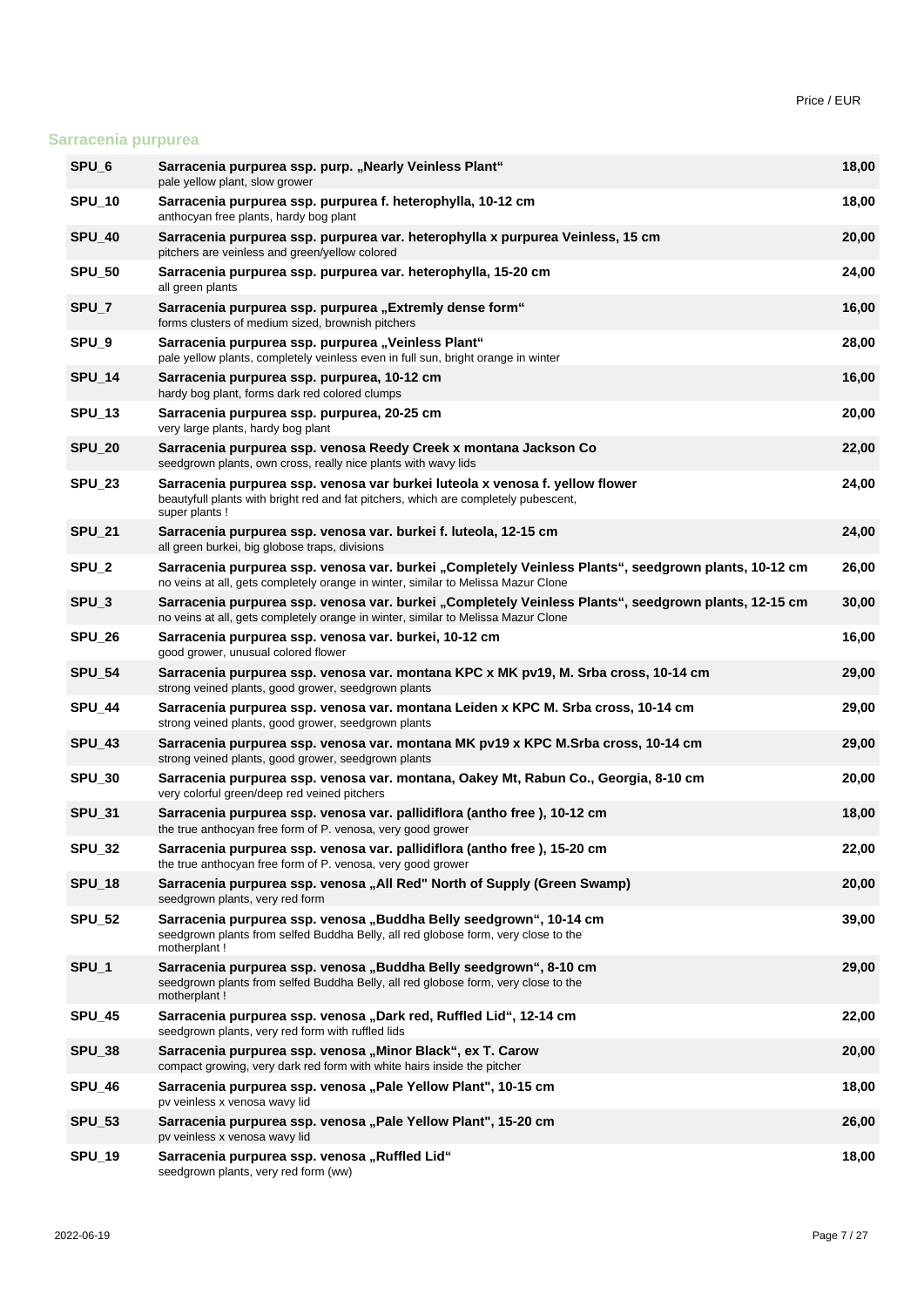Price / EUR

## Sarracenia purpurea

| Code | Description | Price |
|---|---|---|
| SPU_6 | **Sarracenia purpurea ssp. purp. „Nearly Veinless Plant“**<br>pale yellow plant, slow grower | 18,00 |
| SPU_10 | **Sarracenia purpurea ssp. purpurea f. heterophylla, 10-12 cm**<br>anthocyan free plants, hardy bog plant | 18,00 |
| SPU_40 | **Sarracenia purpurea ssp. purpurea var. heterophylla x purpurea Veinless, 15 cm**<br>pitchers are veinless and green/yellow colored | 20,00 |
| SPU_50 | **Sarracenia purpurea ssp. purpurea var. heterophylla, 15-20 cm**<br>all green plants | 24,00 |
| SPU_7 | **Sarracenia purpurea ssp. purpurea „Extremly dense form“**<br>forms clusters of medium sized, brownish pitchers | 16,00 |
| SPU_9 | **Sarracenia purpurea ssp. purpurea „Veinless Plant“**<br>pale yellow plants, completely veinless even in full sun, bright orange in winter | 28,00 |
| SPU_14 | **Sarracenia purpurea ssp. purpurea, 10-12 cm**<br>hardy bog plant, forms dark red colored clumps | 16,00 |
| SPU_13 | **Sarracenia purpurea ssp. purpurea, 20-25 cm**<br>very large plants, hardy bog plant | 20,00 |
| SPU_20 | **Sarracenia purpurea ssp. venosa Reedy Creek x montana Jackson Co**<br>seedgrown plants, own cross, really nice plants with wavy lids | 22,00 |
| SPU_23 | **Sarracenia purpurea ssp. venosa var burkei luteola x venosa f. yellow flower**<br>beautyfull plants with bright red and fat pitchers, which are completely pubescent, super plants ! | 24,00 |
| SPU_21 | **Sarracenia purpurea ssp. venosa var. burkei f. luteola, 12-15 cm**<br>all green burkei, big globose traps, divisions | 24,00 |
| SPU_2 | **Sarracenia purpurea ssp. venosa var. burkei „Completely Veinless Plants“, seedgrown plants, 10-12 cm**<br>no veins at all, gets completely orange in winter, similar to Melissa Mazur Clone | 26,00 |
| SPU_3 | **Sarracenia purpurea ssp. venosa var. burkei „Completely Veinless Plants“, seedgrown plants, 12-15 cm**<br>no veins at all, gets completely orange in winter, similar to Melissa Mazur Clone | 30,00 |
| SPU_26 | **Sarracenia purpurea ssp. venosa var. burkei, 10-12 cm**<br>good grower, unusual colored flower | 16,00 |
| SPU_54 | **Sarracenia purpurea ssp. venosa var. montana KPC x MK pv19, M. Srba cross, 10-14 cm**<br>strong veined plants, good grower, seedgrown plants | 29,00 |
| SPU_44 | **Sarracenia purpurea ssp. venosa var. montana Leiden x KPC M. Srba cross, 10-14 cm**<br>strong veined plants, good grower, seedgrown plants | 29,00 |
| SPU_43 | **Sarracenia purpurea ssp. venosa var. montana MK pv19 x KPC M.Srba cross, 10-14 cm**<br>strong veined plants, good grower, seedgrown plants | 29,00 |
| SPU_30 | **Sarracenia purpurea ssp. venosa var. montana, Oakey Mt, Rabun Co., Georgia, 8-10 cm**<br>very colorful green/deep red veined pitchers | 20,00 |
| SPU_31 | **Sarracenia purpurea ssp. venosa var. pallidiflora (antho free ), 10-12 cm**<br>the true anthocyan free form of P. venosa, very good grower | 18,00 |
| SPU_32 | **Sarracenia purpurea ssp. venosa var. pallidiflora (antho free ), 15-20 cm**<br>the true anthocyan free form of P. venosa, very good grower | 22,00 |
| SPU_18 | **Sarracenia purpurea ssp. venosa „All Red" North of Supply (Green Swamp)**<br>seedgrown plants, very red form | 20,00 |
| SPU_52 | **Sarracenia purpurea ssp. venosa „Buddha Belly seedgrown“, 10-14 cm**<br>seedgrown plants from selfed Buddha Belly, all red globose form, very close to the motherplant ! | 39,00 |
| SPU_1 | **Sarracenia purpurea ssp. venosa „Buddha Belly seedgrown“, 8-10 cm**<br>seedgrown plants from selfed Buddha Belly, all red globose form, very close to the motherplant ! | 29,00 |
| SPU_45 | **Sarracenia purpurea ssp. venosa „Dark red, Ruffled Lid“, 12-14 cm**<br>seedgrown plants, very red form with ruffled lids | 22,00 |
| SPU_38 | **Sarracenia purpurea ssp. venosa „Minor Black“, ex T. Carow**<br>compact growing, very dark red form with white hairs inside the pitcher | 20,00 |
| SPU_46 | **Sarracenia purpurea ssp. venosa „Pale Yellow Plant", 10-15 cm**<br>pv veinless x venosa wavy lid | 18,00 |
| SPU_53 | **Sarracenia purpurea ssp. venosa „Pale Yellow Plant", 15-20 cm**<br>pv veinless x venosa wavy lid | 26,00 |
| SPU_19 | **Sarracenia purpurea ssp. venosa „Ruffled Lid“**<br>seedgrown plants, very red form (ww) | 18,00 |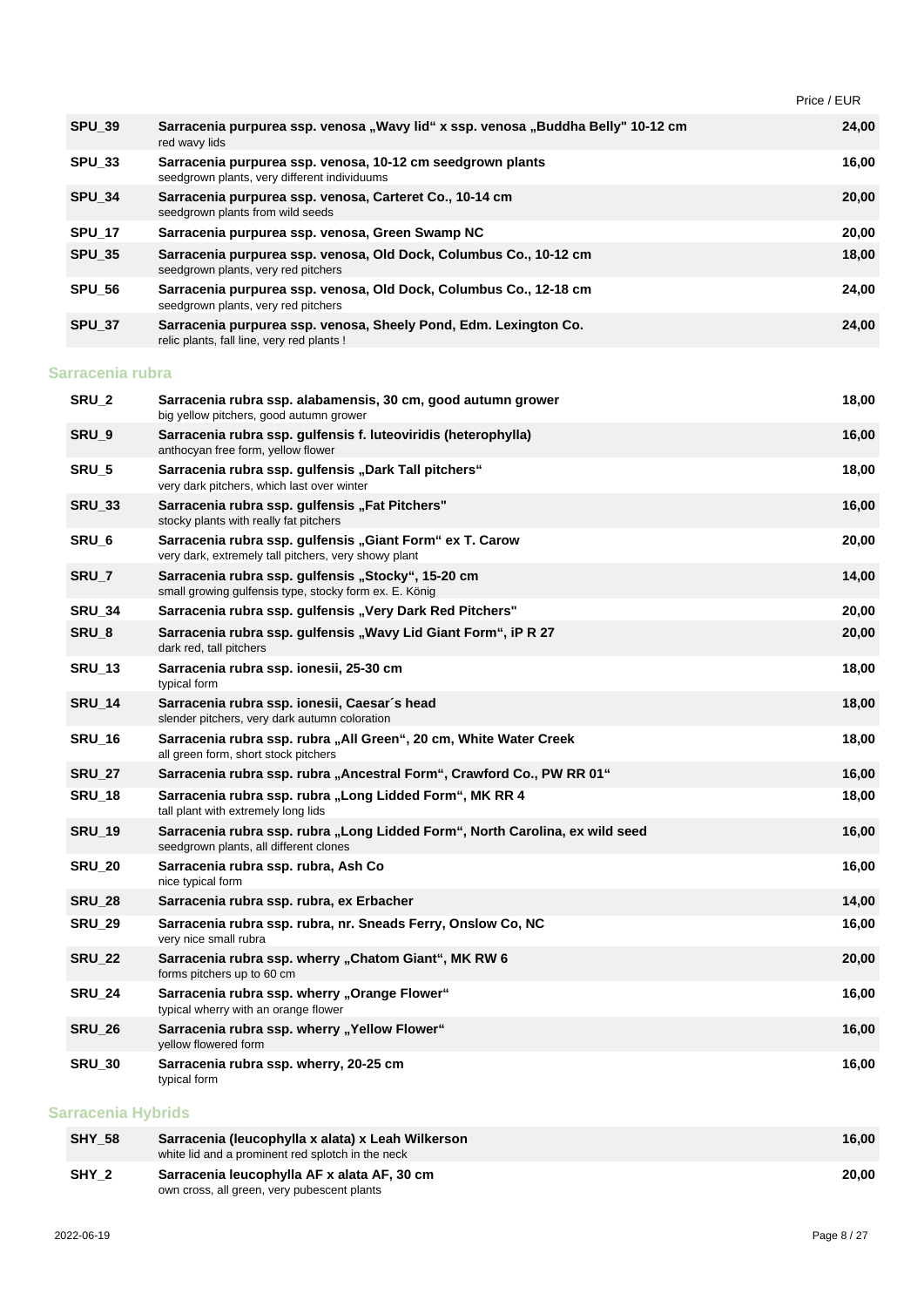| Code | Description | Price / EUR |
| --- | --- | --- |
| **SPU_39** | **Sarracenia purpurea ssp. venosa „Wavy lid“ x ssp. venosa „Buddha Belly" 10-12 cm**<br>red wavy lids | **24,00** |
| **SPU_33** | **Sarracenia purpurea ssp. venosa, 10-12 cm seedgrown plants**<br>seedgrown plants, very different individuums | **16,00** |
| **SPU_34** | **Sarracenia purpurea ssp. venosa, Carteret Co., 10-14 cm**<br>seedgrown plants from wild seeds | **20,00** |
| **SPU_17** | **Sarracenia purpurea ssp. venosa, Green Swamp NC** | **20,00** |
| **SPU_35** | **Sarracenia purpurea ssp. venosa, Old Dock, Columbus Co., 10-12 cm**<br>seedgrown plants, very red pitchers | **18,00** |
| **SPU_56** | **Sarracenia purpurea ssp. venosa, Old Dock, Columbus Co., 12-18 cm**<br>seedgrown plants, very red pitchers | **24,00** |
| **SPU_37** | **Sarracenia purpurea ssp. venosa, Sheely Pond, Edm. Lexington Co.**<br>relic plants, fall line, very red plants ! | **24,00** |

## Sarracenia rubra

| Code | Description | Price / EUR |
| --- | --- | --- |
| **SRU_2** | **Sarracenia rubra ssp. alabamensis, 30 cm, good autumn grower**<br>big yellow pitchers, good autumn grower | **18,00** |
| **SRU_9** | **Sarracenia rubra ssp. gulfensis f. luteoviridis (heterophylla)**<br>anthocyan free form, yellow flower | **16,00** |
| **SRU_5** | **Sarracenia rubra ssp. gulfensis „Dark Tall pitchers“**<br>very dark pitchers, which last over winter | **18,00** |
| **SRU_33** | **Sarracenia rubra ssp. gulfensis „Fat Pitchers"**<br>stocky plants with really fat pitchers | **16,00** |
| **SRU_6** | **Sarracenia rubra ssp. gulfensis „Giant Form“ ex T. Carow**<br>very dark, extremely tall pitchers, very showy plant | **20,00** |
| **SRU_7** | **Sarracenia rubra ssp. gulfensis „Stocky“, 15-20 cm**<br>small growing gulfensis type, stocky form ex. E. König | **14,00** |
| **SRU_34** | **Sarracenia rubra ssp. gulfensis „Very Dark Red Pitchers"** | **20,00** |
| **SRU_8** | **Sarracenia rubra ssp. gulfensis „Wavy Lid Giant Form“, iP R 27**<br>dark red, tall pitchers | **20,00** |
| **SRU_13** | **Sarracenia rubra ssp. ionesii, 25-30 cm**<br>typical form | **18,00** |
| **SRU_14** | **Sarracenia rubra ssp. ionesii, Caesar´s head**<br>slender pitchers, very dark autumn coloration | **18,00** |
| **SRU_16** | **Sarracenia rubra ssp. rubra „All Green“, 20 cm, White Water Creek**<br>all green form, short stock pitchers | **18,00** |
| **SRU_27** | **Sarracenia rubra ssp. rubra „Ancestral Form“, Crawford Co., PW RR 01“** | **16,00** |
| **SRU_18** | **Sarracenia rubra ssp. rubra „Long Lidded Form“, MK RR 4**<br>tall plant with extremely long lids | **18,00** |
| **SRU_19** | **Sarracenia rubra ssp. rubra „Long Lidded Form“, North Carolina, ex wild seed**<br>seedgrown plants, all different clones | **16,00** |
| **SRU_20** | **Sarracenia rubra ssp. rubra, Ash Co**<br>nice typical form | **16,00** |
| **SRU_28** | **Sarracenia rubra ssp. rubra, ex Erbacher** | **14,00** |
| **SRU_29** | **Sarracenia rubra ssp. rubra, nr. Sneads Ferry, Onslow Co, NC**<br>very nice small rubra | **16,00** |
| **SRU_22** | **Sarracenia rubra ssp. wherry „Chatom Giant“, MK RW 6**<br>forms pitchers up to 60 cm | **20,00** |
| **SRU_24** | **Sarracenia rubra ssp. wherry „Orange Flower“**<br>typical wherry with an orange flower | **16,00** |
| **SRU_26** | **Sarracenia rubra ssp. wherry „Yellow Flower“**<br>yellow flowered form | **16,00** |
| **SRU_30** | **Sarracenia rubra ssp. wherry, 20-25 cm**<br>typical form | **16,00** |

## Sarracenia Hybrids

| Code | Description | Price / EUR |
| --- | --- | --- |
| **SHY_58** | **Sarracenia (leucophylla x alata) x Leah Wilkerson**<br>white lid and a prominent red splotch in the neck | **16,00** |
| **SHY_2** | **Sarracenia leucophylla AF x alata AF, 30 cm**<br>own cross, all green, very pubescent plants | **20,00** |

2022-06-19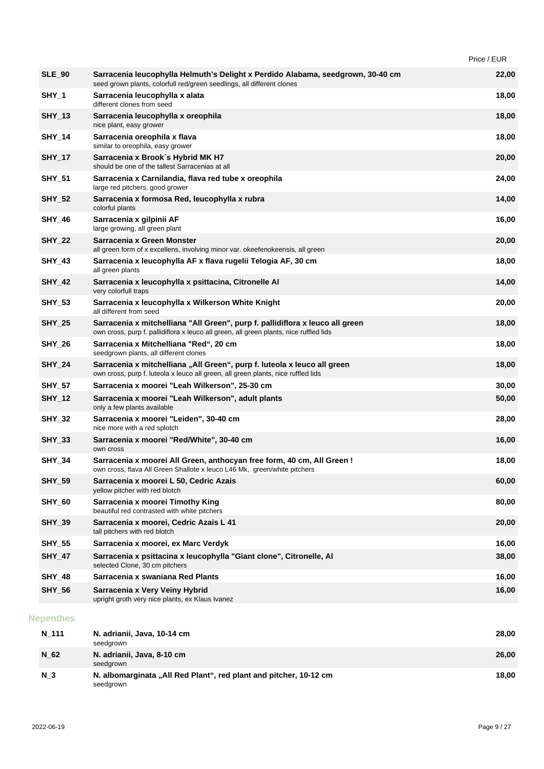| | | Price / EUR |
|---|---|---|
| **SLE_90** | **Sarracenia leucophylla Helmuth's Delight x Perdido Alabama, seedgrown, 30-40 cm**<br>seed grown plants, colorfull red/green seedlings, all different clones | **22,00** |
| **SHY_1** | **Sarracenia leucophylla x alata**<br>different clones from seed | **18,00** |
| **SHY_13** | **Sarracenia leucophylla x oreophila**<br>nice plant, easy grower | **18,00** |
| **SHY_14** | **Sarracenia oreophila x flava**<br>similar to oreophila, easy grower | **18,00** |
| **SHY_17** | **Sarracenia x Brook´s Hybrid MK H7**<br>should be one of the tallest Sarracenias at all | **20,00** |
| **SHY_51** | **Sarracenia x Carnilandia, flava red tube x oreophila**<br>large red pitchers, good grower | **24,00** |
| **SHY_52** | **Sarracenia x formosa Red, leucophylla x rubra**<br>colorful plants | **14,00** |
| **SHY_46** | **Sarracenia x gilpinii AF**<br>large growing, all green plant | **16,00** |
| **SHY_22** | **Sarracenia x Green Monster**<br>all green form of x excellens, involving minor var. okeefenokeensis, all green | **20,00** |
| **SHY_43** | **Sarracenia x leucophylla AF x flava rugelii Telogia AF, 30 cm**<br>all green plants | **18,00** |
| **SHY_42** | **Sarracenia x leucophylla x psittacina, Citronelle Al**<br>very colorfull traps | **14,00** |
| **SHY_53** | **Sarracenia x leucophylla x Wilkerson White Knight**<br>all different from seed | **20,00** |
| **SHY_25** | **Sarracenia x mitchelliana "All Green", purp f. pallidiflora x leuco all green**<br>own cross, purp f. pallidiflora x leuco all green, all green plants, nice ruffled lids | **18,00** |
| **SHY_26** | **Sarracenia x Mitchelliana "Red", 20 cm**<br>seedgrown plants, all different clones | **18,00** |
| **SHY_24** | **Sarracenia x mitchelliana „All Green", purp f. luteola x leuco all green**<br>own cross, purp f. luteola x leuco all green, all green plants, nice ruffled lids | **18,00** |
| **SHY_57** | **Sarracenia x moorei "Leah Wilkerson", 25-30 cm** | **30,00** |
| **SHY_12** | **Sarracenia x moorei "Leah Wilkerson", adult plants**<br>only a few plants available | **50,00** |
| **SHY_32** | **Sarracenia x moorei "Leiden", 30-40 cm**<br>nice more with a red splotch | **28,00** |
| **SHY_33** | **Sarracenia x moorei "Red/White", 30-40 cm**<br>own cross | **16,00** |
| **SHY_34** | **Sarracenia x moorei All Green, anthocyan free form, 40 cm, All Green !**<br>own cross, flava All Green Shallote x leuco L46 Mk, green/white pitchers | **18,00** |
| **SHY_59** | **Sarracenia x moorei L 50, Cedric Azais**<br>yellow pitcher with red blotch | **60,00** |
| **SHY_60** | **Sarracenia x moorei Timothy King**<br>beautiful red contrasted with white pitchers | **80,00** |
| **SHY_39** | **Sarracenia x moorei, Cedric Azais L 41**<br>tall pitchers with red blotch | **20,00** |
| **SHY_55** | **Sarracenia x moorei, ex Marc Verdyk** | **16,00** |
| **SHY_47** | **Sarracenia x psittacina x leucophylla "Giant clone", Citronelle, Al**<br>selected Clone, 30 cm pitchers | **38,00** |
| **SHY_48** | **Sarracenia x swaniana Red Plants** | **16,00** |
| **SHY_56** | **Sarracenia x Very Veiny Hybrid**<br>upright groth very nice plants, ex Klaus Ivanez | **16,00** |

## Nepenthes

| | | |
|---|---|---|
| **N_111** | **N. adrianii, Java, 10-14 cm**<br>seedgrown | **28,00** |
| **N_62** | **N. adrianii, Java, 8-10 cm**<br>seedgrown | **26,00** |
| **N_3** | **N. albomarginata „All Red Plant", red plant and pitcher, 10-12 cm**<br>seedgrown | **18,00** |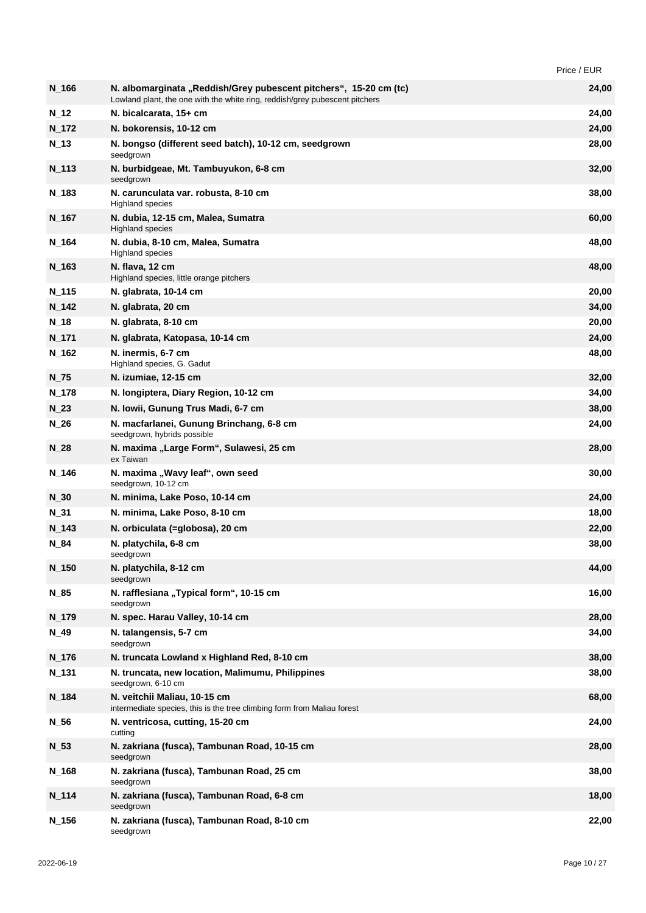| | | Price / EUR |
|---|---|---|
| **N_166** | **N. albomarginata „Reddish/Grey pubescent pitchers“, 15-20 cm (tc)**<br>Lowland plant, the one with the white ring, reddish/grey pubescent pitchers | **24,00** |
| **N_12** | **N. bicalcarata, 15+ cm** | **24,00** |
| **N_172** | **N. bokorensis, 10-12 cm** | **24,00** |
| **N_13** | **N. bongso (different seed batch), 10-12 cm, seedgrown**<br>seedgrown | **28,00** |
| **N_113** | **N. burbidgeae, Mt. Tambuyukon, 6-8 cm**<br>seedgrown | **32,00** |
| **N_183** | **N. carunculata var. robusta, 8-10 cm**<br>Highland species | **38,00** |
| **N_167** | **N. dubia, 12-15 cm, Malea, Sumatra**<br>Highland species | **60,00** |
| **N_164** | **N. dubia, 8-10 cm, Malea, Sumatra**<br>Highland species | **48,00** |
| **N_163** | **N. flava, 12 cm**<br>Highland species, little orange pitchers | **48,00** |
| **N_115** | **N. glabrata, 10-14 cm** | **20,00** |
| **N_142** | **N. glabrata, 20 cm** | **34,00** |
| **N_18** | **N. glabrata, 8-10 cm** | **20,00** |
| **N_171** | **N. glabrata, Katopasa, 10-14 cm** | **24,00** |
| **N_162** | **N. inermis, 6-7 cm**<br>Highland species, G. Gadut | **48,00** |
| **N_75** | **N. izumiae, 12-15 cm** | **32,00** |
| **N_178** | **N. longiptera, Diary Region, 10-12 cm** | **34,00** |
| **N_23** | **N. lowii, Gunung Trus Madi, 6-7 cm** | **38,00** |
| **N_26** | **N. macfarlanei, Gunung Brinchang, 6-8 cm**<br>seedgrown, hybrids possible | **24,00** |
| **N_28** | **N. maxima „Large Form“, Sulawesi, 25 cm**<br>ex Taiwan | **28,00** |
| **N_146** | **N. maxima „Wavy leaf“, own seed**<br>seedgrown, 10-12 cm | **30,00** |
| **N_30** | **N. minima, Lake Poso, 10-14 cm** | **24,00** |
| **N_31** | **N. minima, Lake Poso, 8-10 cm** | **18,00** |
| **N_143** | **N. orbiculata (=globosa), 20 cm** | **22,00** |
| **N_84** | **N. platychila, 6-8 cm**<br>seedgrown | **38,00** |
| **N_150** | **N. platychila, 8-12 cm**<br>seedgrown | **44,00** |
| **N_85** | **N. rafflesiana „Typical form“, 10-15 cm**<br>seedgrown | **16,00** |
| **N_179** | **N. spec. Harau Valley, 10-14 cm** | **28,00** |
| **N_49** | **N. talangensis, 5-7 cm**<br>seedgrown | **34,00** |
| **N_176** | **N. truncata Lowland x Highland Red, 8-10 cm** | **38,00** |
| **N_131** | **N. truncata, new location, Malimumu, Philippines**<br>seedgrown, 6-10 cm | **38,00** |
| **N_184** | **N. veitchii Maliau, 10-15 cm**<br>intermediate species, this is the tree climbing form from Maliau forest | **68,00** |
| **N_56** | **N. ventricosa, cutting, 15-20 cm**<br>cutting | **24,00** |
| **N_53** | **N. zakriana (fusca), Tambunan Road, 10-15 cm**<br>seedgrown | **28,00** |
| **N_168** | **N. zakriana (fusca), Tambunan Road, 25 cm**<br>seedgrown | **38,00** |
| **N_114** | **N. zakriana (fusca), Tambunan Road, 6-8 cm**<br>seedgrown | **18,00** |
| **N_156** | **N. zakriana (fusca), Tambunan Road, 8-10 cm**<br>seedgrown | **22,00** |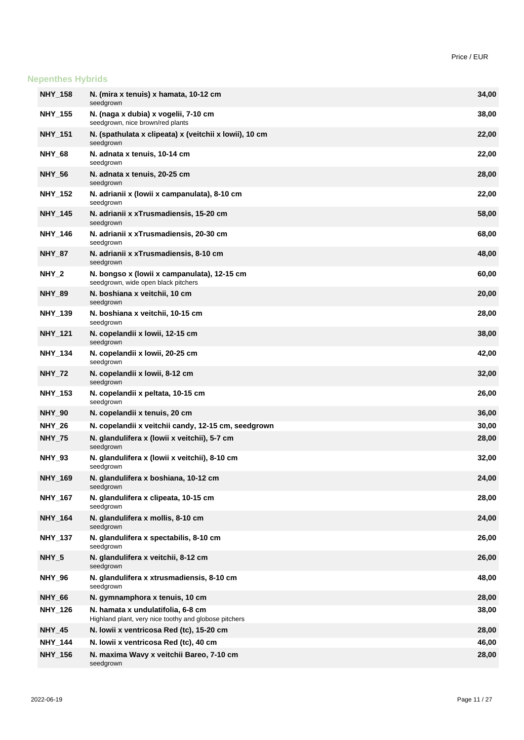Price / EUR

## Nepenthes Hybrids

| Code | Description | Price |
|---|---|---|
| **NHY_158** | **N. (mira x tenuis) x hamata, 10-12 cm**<br>seedgrown | **34,00** |
| **NHY_155** | **N. (naga x dubia) x vogelii, 7-10 cm**<br>seedgrown, nice brown/red plants | **38,00** |
| **NHY_151** | **N. (spathulata x clipeata) x (veitchii x lowii), 10 cm**<br>seedgrown | **22,00** |
| **NHY_68** | **N. adnata x tenuis, 10-14 cm**<br>seedgrown | **22,00** |
| **NHY_56** | **N. adnata x tenuis, 20-25 cm**<br>seedgrown | **28,00** |
| **NHY_152** | **N. adrianii x (lowii x campanulata), 8-10 cm**<br>seedgrown | **22,00** |
| **NHY_145** | **N. adrianii x xTrusmadiensis, 15-20 cm**<br>seedgrown | **58,00** |
| **NHY_146** | **N. adrianii x xTrusmadiensis, 20-30 cm**<br>seedgrown | **68,00** |
| **NHY_87** | **N. adrianii x xTrusmadiensis, 8-10 cm**<br>seedgrown | **48,00** |
| **NHY_2** | **N. bongso x (lowii x campanulata), 12-15 cm**<br>seedgrown, wide open black pitchers | **60,00** |
| **NHY_89** | **N. boshiana x veitchii, 10 cm**<br>seedgrown | **20,00** |
| **NHY_139** | **N. boshiana x veitchii, 10-15 cm**<br>seedgrown | **28,00** |
| **NHY_121** | **N. copelandii x lowii, 12-15 cm**<br>seedgrown | **38,00** |
| **NHY_134** | **N. copelandii x lowii, 20-25 cm**<br>seedgrown | **42,00** |
| **NHY_72** | **N. copelandii x lowii, 8-12 cm**<br>seedgrown | **32,00** |
| **NHY_153** | **N. copelandii x peltata, 10-15 cm**<br>seedgrown | **26,00** |
| **NHY_90** | **N. copelandii x tenuis, 20 cm** | **36,00** |
| **NHY_26** | **N. copelandii x veitchii candy, 12-15 cm, seedgrown** | **30,00** |
| **NHY_75** | **N. glandulifera x (lowii x veitchii), 5-7 cm**<br>seedgrown | **28,00** |
| **NHY_93** | **N. glandulifera x (lowii x veitchii), 8-10 cm**<br>seedgrown | **32,00** |
| **NHY_169** | **N. glandulifera x boshiana, 10-12 cm**<br>seedgrown | **24,00** |
| **NHY_167** | **N. glandulifera x clipeata, 10-15 cm**<br>seedgrown | **28,00** |
| **NHY_164** | **N. glandulifera x mollis, 8-10 cm**<br>seedgrown | **24,00** |
| **NHY_137** | **N. glandulifera x spectabilis, 8-10 cm**<br>seedgrown | **26,00** |
| **NHY_5** | **N. glandulifera x veitchii, 8-12 cm**<br>seedgrown | **26,00** |
| **NHY_96** | **N. glandulifera x xtrusmadiensis, 8-10 cm**<br>seedgrown | **48,00** |
| **NHY_66** | **N. gymnamphora x tenuis, 10 cm** | **28,00** |
| **NHY_126** | **N. hamata x undulatifolia, 6-8 cm**<br>Highland plant, very nice toothy and globose pitchers | **38,00** |
| **NHY_45** | **N. lowii x ventricosa Red (tc), 15-20 cm** | **28,00** |
| **NHY_144** | **N. lowii x ventricosa Red (tc), 40 cm** | **46,00** |
| **NHY_156** | **N. maxima Wavy x veitchii Bareo, 7-10 cm**<br>seedgrown | **28,00** |

2022-06-19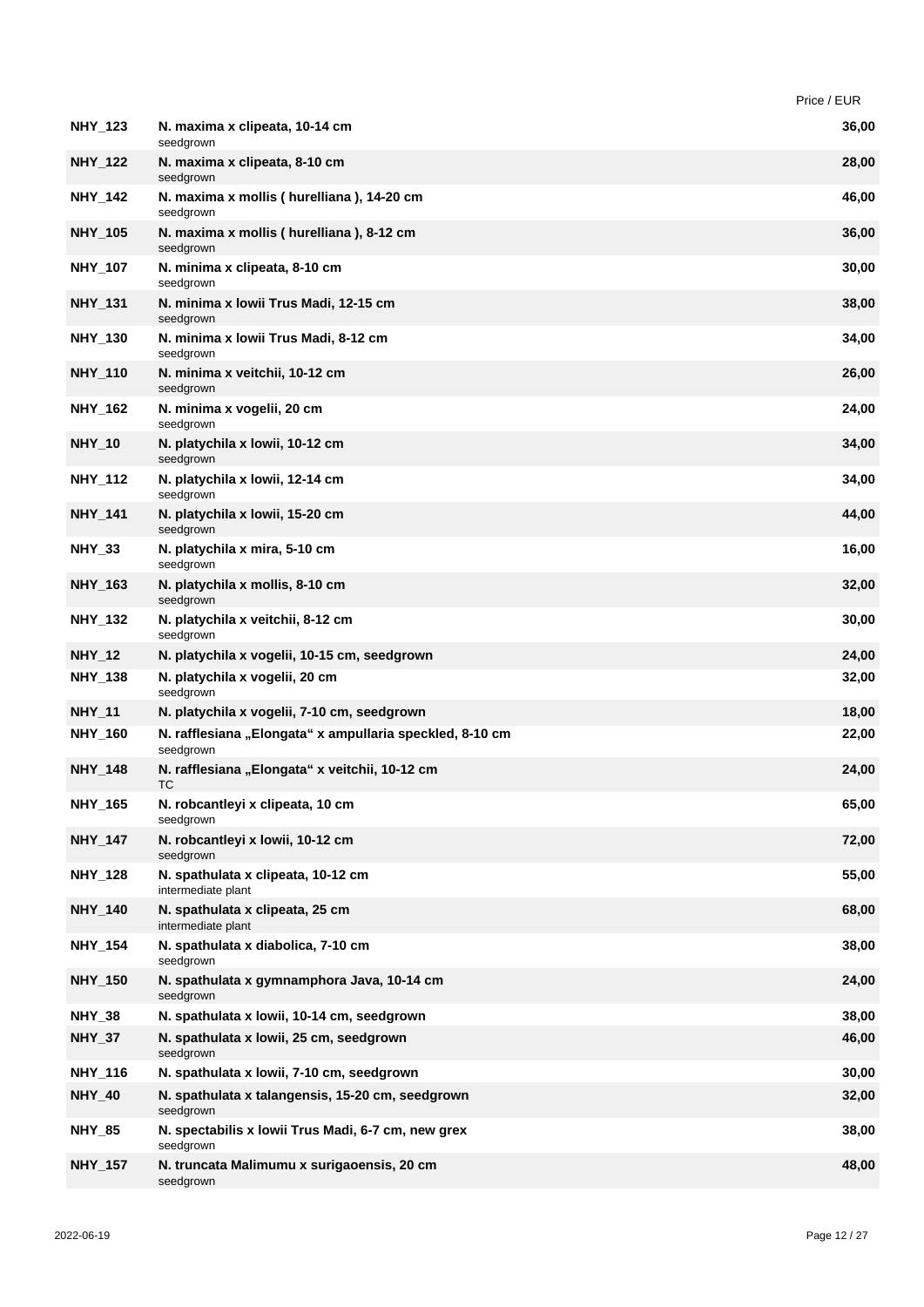| | | Price / EUR |
|---|---|---|
| **NHY_123** | **N. maxima x clipeata, 10-14 cm** seedgrown | **36,00** |
| **NHY_122** | **N. maxima x clipeata, 8-10 cm** seedgrown | **28,00** |
| **NHY_142** | **N. maxima x mollis ( hurelliana ), 14-20 cm** seedgrown | **46,00** |
| **NHY_105** | **N. maxima x mollis ( hurelliana ), 8-12 cm** seedgrown | **36,00** |
| **NHY_107** | **N. minima x clipeata, 8-10 cm** seedgrown | **30,00** |
| **NHY_131** | **N. minima x lowii Trus Madi, 12-15 cm** seedgrown | **38,00** |
| **NHY_130** | **N. minima x lowii Trus Madi, 8-12 cm** seedgrown | **34,00** |
| **NHY_110** | **N. minima x veitchii, 10-12 cm** seedgrown | **26,00** |
| **NHY_162** | **N. minima x vogelii, 20 cm** seedgrown | **24,00** |
| **NHY_10** | **N. platychila x lowii, 10-12 cm** seedgrown | **34,00** |
| **NHY_112** | **N. platychila x lowii, 12-14 cm** seedgrown | **34,00** |
| **NHY_141** | **N. platychila x lowii, 15-20 cm** seedgrown | **44,00** |
| **NHY_33** | **N. platychila x mira, 5-10 cm** seedgrown | **16,00** |
| **NHY_163** | **N. platychila x mollis, 8-10 cm** seedgrown | **32,00** |
| **NHY_132** | **N. platychila x veitchii, 8-12 cm** seedgrown | **30,00** |
| **NHY_12** | **N. platychila x vogelii, 10-15 cm, seedgrown** | **24,00** |
| **NHY_138** | **N. platychila x vogelii, 20 cm** seedgrown | **32,00** |
| **NHY_11** | **N. platychila x vogelii, 7-10 cm, seedgrown** | **18,00** |
| **NHY_160** | **N. rafflesiana „Elongata“ x ampullaria speckled, 8-10 cm** seedgrown | **22,00** |
| **NHY_148** | **N. rafflesiana „Elongata“ x veitchii, 10-12 cm** TC | **24,00** |
| **NHY_165** | **N. robcantleyi x clipeata, 10 cm** seedgrown | **65,00** |
| **NHY_147** | **N. robcantleyi x lowii, 10-12 cm** seedgrown | **72,00** |
| **NHY_128** | **N. spathulata x clipeata, 10-12 cm** intermediate plant | **55,00** |
| **NHY_140** | **N. spathulata x clipeata, 25 cm** intermediate plant | **68,00** |
| **NHY_154** | **N. spathulata x diabolica, 7-10 cm** seedgrown | **38,00** |
| **NHY_150** | **N. spathulata x gymnamphora Java, 10-14 cm** seedgrown | **24,00** |
| **NHY_38** | **N. spathulata x lowii, 10-14 cm, seedgrown** | **38,00** |
| **NHY_37** | **N. spathulata x lowii, 25 cm, seedgrown** seedgrown | **46,00** |
| **NHY_116** | **N. spathulata x lowii, 7-10 cm, seedgrown** | **30,00** |
| **NHY_40** | **N. spathulata x talangensis, 15-20 cm, seedgrown** seedgrown | **32,00** |
| **NHY_85** | **N. spectabilis x lowii Trus Madi, 6-7 cm, new grex** seedgrown | **38,00** |
| **NHY_157** | **N. truncata Malimumu x surigaoensis, 20 cm** seedgrown | **48,00** |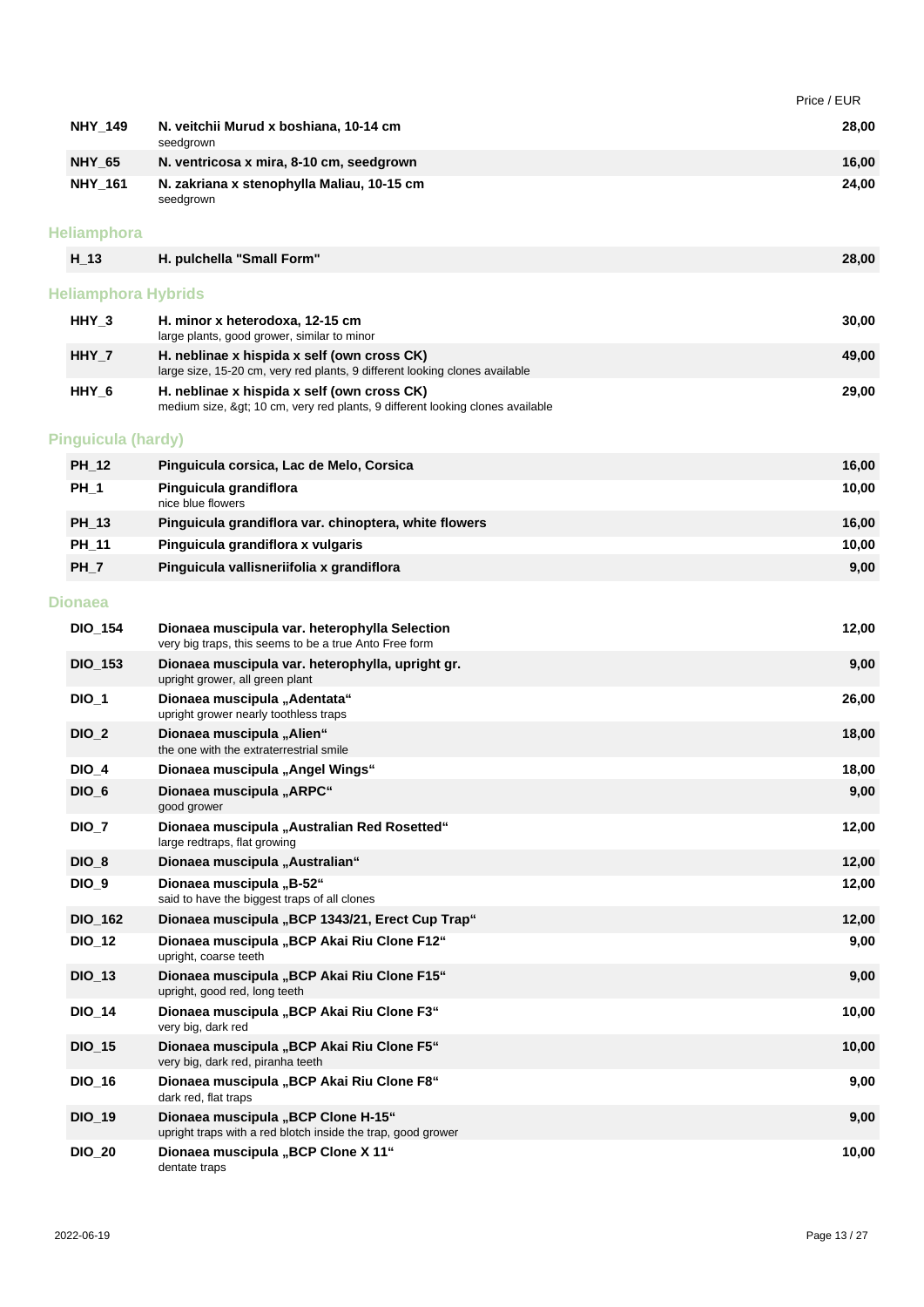| | | Price / EUR |
|---|---|---|
| **NHY_149** | **N. veitchii Murud x boshiana, 10-14 cm**<br>seedgrown | **28,00** |
| **NHY_65** | **N. ventricosa x mira, 8-10 cm, seedgrown** | **16,00** |
| **NHY_161** | **N. zakriana x stenophylla Maliau, 10-15 cm**<br>seedgrown | **24,00** |

## Heliamphora

| | | |
|---|---|---|
| **H_13** | **H. pulchella "Small Form"** | **28,00** |

## Heliamphora Hybrids

| | | |
|---|---|---|
| **HHY_3** | **H. minor x heterodoxa, 12-15 cm**<br>large plants, good grower, similar to minor | **30,00** |
| **HHY_7** | **H. neblinae x hispida x self (own cross CK)**<br>large size, 15-20 cm, very red plants, 9 different looking clones available | **49,00** |
| **HHY_6** | **H. neblinae x hispida x self (own cross CK)**<br>medium size, &gt; 10 cm, very red plants, 9 different looking clones available | **29,00** |

## Pinguicula (hardy)

| | | |
|---|---|---|
| **PH_12** | **Pinguicula corsica, Lac de Melo, Corsica** | **16,00** |
| **PH_1** | **Pinguicula grandiflora**<br>nice blue flowers | **10,00** |
| **PH_13** | **Pinguicula grandiflora var. chinoptera, white flowers** | **16,00** |
| **PH_11** | **Pinguicula grandiflora x vulgaris** | **10,00** |
| **PH_7** | **Pinguicula vallisneriifolia x grandiflora** | **9,00** |

## Dionaea

| | | |
|---|---|---|
| **DIO_154** | **Dionaea muscipula var. heterophylla Selection**<br>very big traps, this seems to be a true Anto Free form | **12,00** |
| **DIO_153** | **Dionaea muscipula var. heterophylla, upright gr.**<br>upright grower, all green plant | **9,00** |
| **DIO_1** | **Dionaea muscipula „Adentata“**<br>upright grower nearly toothless traps | **26,00** |
| **DIO_2** | **Dionaea muscipula „Alien“**<br>the one with the extraterrestrial smile | **18,00** |
| **DIO_4** | **Dionaea muscipula „Angel Wings“** | **18,00** |
| **DIO_6** | **Dionaea muscipula „ARPC“**<br>good grower | **9,00** |
| **DIO_7** | **Dionaea muscipula „Australian Red Rosetted“**<br>large redtraps, flat growing | **12,00** |
| **DIO_8** | **Dionaea muscipula „Australian“** | **12,00** |
| **DIO_9** | **Dionaea muscipula „B-52“**<br>said to have the biggest traps of all clones | **12,00** |
| **DIO_162** | **Dionaea muscipula „BCP 1343/21, Erect Cup Trap“** | **12,00** |
| **DIO_12** | **Dionaea muscipula „BCP Akai Riu Clone F12“**<br>upright, coarse teeth | **9,00** |
| **DIO_13** | **Dionaea muscipula „BCP Akai Riu Clone F15“**<br>upright, good red, long teeth | **9,00** |
| **DIO_14** | **Dionaea muscipula „BCP Akai Riu Clone F3“**<br>very big, dark red | **10,00** |
| **DIO_15** | **Dionaea muscipula „BCP Akai Riu Clone F5“**<br>very big, dark red, piranha teeth | **10,00** |
| **DIO_16** | **Dionaea muscipula „BCP Akai Riu Clone F8“**<br>dark red, flat traps | **9,00** |
| **DIO_19** | **Dionaea muscipula „BCP Clone H-15“**<br>upright traps with a red blotch inside the trap, good grower | **9,00** |
| **DIO_20** | **Dionaea muscipula „BCP Clone X 11“**<br>dentate traps | **10,00** |

2022-06-19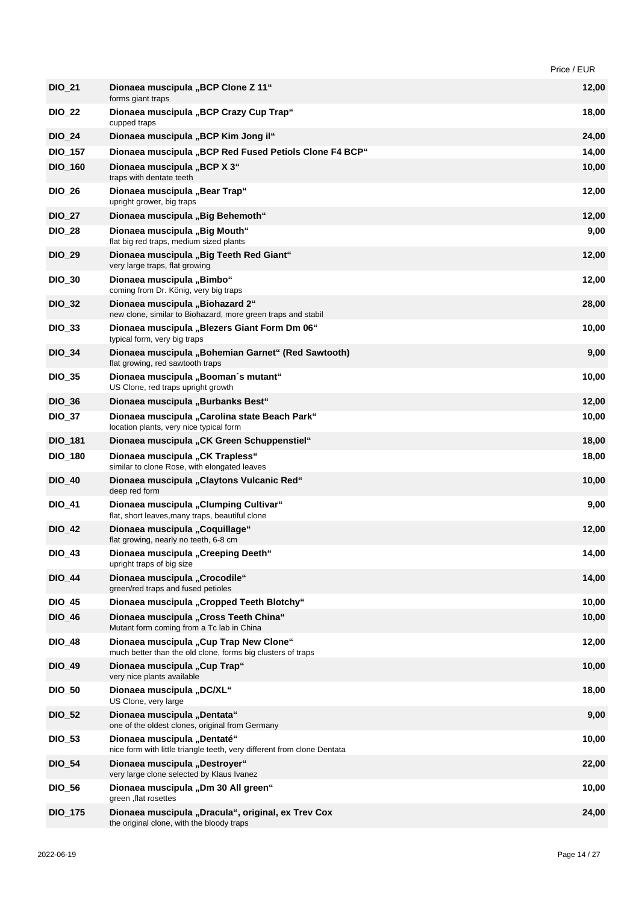| | | Price / EUR |
|---|---|---|
| **DIO_21** | **Dionaea muscipula „BCP Clone Z 11“**<br>forms giant traps | **12,00** |
| **DIO_22** | **Dionaea muscipula „BCP Crazy Cup Trap“**<br>cupped traps | **18,00** |
| **DIO_24** | **Dionaea muscipula „BCP Kim Jong il“** | **24,00** |
| **DIO_157** | **Dionaea muscipula „BCP Red Fused Petiols Clone F4 BCP“** | **14,00** |
| **DIO_160** | **Dionaea muscipula „BCP X 3“**<br>traps with dentate teeth | **10,00** |
| **DIO_26** | **Dionaea muscipula „Bear Trap“**<br>upright grower, big traps | **12,00** |
| **DIO_27** | **Dionaea muscipula „Big Behemoth“** | **12,00** |
| **DIO_28** | **Dionaea muscipula „Big Mouth“**<br>flat big red traps, medium sized plants | **9,00** |
| **DIO_29** | **Dionaea muscipula „Big Teeth Red Giant“**<br>very large traps, flat growing | **12,00** |
| **DIO_30** | **Dionaea muscipula „Bimbo“**<br>coming from Dr. König, very big traps | **12,00** |
| **DIO_32** | **Dionaea muscipula „Biohazard 2“**<br>new clone, similar to Biohazard, more green traps and stabil | **28,00** |
| **DIO_33** | **Dionaea muscipula „Blezers Giant Form Dm 06“**<br>typical form, very big traps | **10,00** |
| **DIO_34** | **Dionaea muscipula „Bohemian Garnet“ (Red Sawtooth)**<br>flat growing, red sawtooth traps | **9,00** |
| **DIO_35** | **Dionaea muscipula „Booman´s mutant“**<br>US Clone, red traps upright growth | **10,00** |
| **DIO_36** | **Dionaea muscipula „Burbanks Best“** | **12,00** |
| **DIO_37** | **Dionaea muscipula „Carolina state Beach Park“**<br>location plants, very nice typical form | **10,00** |
| **DIO_181** | **Dionaea muscipula „CK Green Schuppenstiel“** | **18,00** |
| **DIO_180** | **Dionaea muscipula „CK Trapless“**<br>similar to clone Rose, with elongated leaves | **18,00** |
| **DIO_40** | **Dionaea muscipula „Claytons Vulcanic Red“**<br>deep red form | **10,00** |
| **DIO_41** | **Dionaea muscipula „Clumping Cultivar“**<br>flat, short leaves,many traps, beautiful clone | **9,00** |
| **DIO_42** | **Dionaea muscipula „Coquillage“**<br>flat growing, nearly no teeth, 6-8 cm | **12,00** |
| **DIO_43** | **Dionaea muscipula „Creeping Deeth“**<br>upright traps of big size | **14,00** |
| **DIO_44** | **Dionaea muscipula „Crocodile“**<br>green/red traps and fused petioles | **14,00** |
| **DIO_45** | **Dionaea muscipula „Cropped Teeth Blotchy“** | **10,00** |
| **DIO_46** | **Dionaea muscipula „Cross Teeth China“**<br>Mutant form coming from a Tc lab in China | **10,00** |
| **DIO_48** | **Dionaea muscipula „Cup Trap New Clone“**<br>much better than the old clone, forms big clusters of traps | **12,00** |
| **DIO_49** | **Dionaea muscipula „Cup Trap“**<br>very nice plants available | **10,00** |
| **DIO_50** | **Dionaea muscipula „DC/XL“**<br>US Clone, very large | **18,00** |
| **DIO_52** | **Dionaea muscipula „Dentata“**<br>one of the oldest clones, original from Germany | **9,00** |
| **DIO_53** | **Dionaea muscipula „Dentaté“**<br>nice form with little triangle teeth, very different from clone Dentata | **10,00** |
| **DIO_54** | **Dionaea muscipula „Destroyer“**<br>very large clone selected by Klaus Ivanez | **22,00** |
| **DIO_56** | **Dionaea muscipula „Dm 30 All green“**<br>green ,flat rosettes | **10,00** |
| **DIO_175** | **Dionaea muscipula „Dracula“, original, ex Trev Cox**<br>the original clone, with the bloody traps | **24,00** |

2022-06-19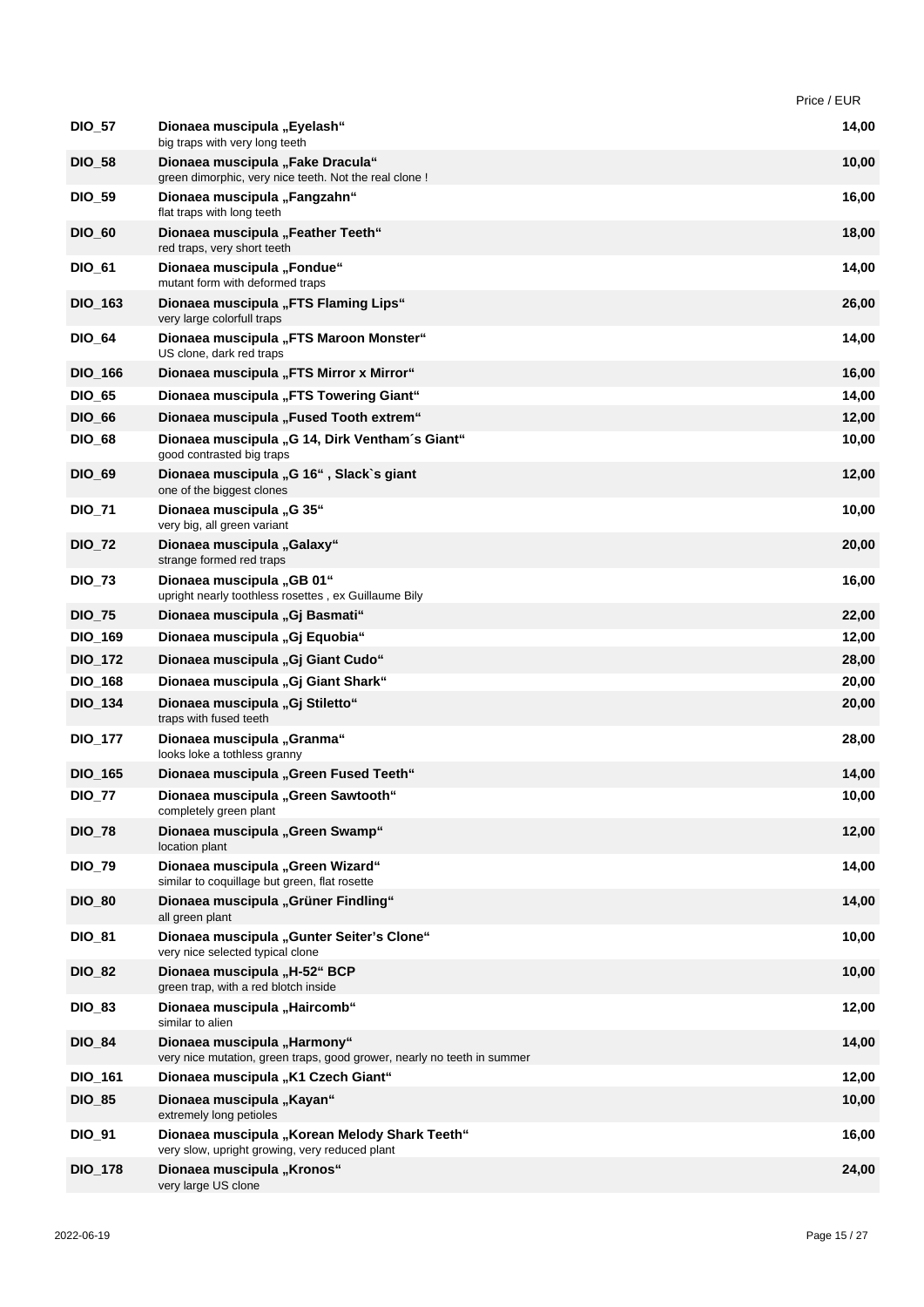| | | Price / EUR |
|---|---|---|
| **DIO_57** | **Dionaea muscipula „Eyelash“**<br>big traps with very long teeth | **14,00** |
| **DIO_58** | **Dionaea muscipula „Fake Dracula“**<br>green dimorphic, very nice teeth. Not the real clone ! | **10,00** |
| **DIO_59** | **Dionaea muscipula „Fangzahn“**<br>flat traps with long teeth | **16,00** |
| **DIO_60** | **Dionaea muscipula „Feather Teeth“**<br>red traps, very short teeth | **18,00** |
| **DIO_61** | **Dionaea muscipula „Fondue“**<br>mutant form with deformed traps | **14,00** |
| **DIO_163** | **Dionaea muscipula „FTS Flaming Lips“**<br>very large colorfull traps | **26,00** |
| **DIO_64** | **Dionaea muscipula „FTS Maroon Monster“**<br>US clone, dark red traps | **14,00** |
| **DIO_166** | **Dionaea muscipula „FTS Mirror x Mirror“** | **16,00** |
| **DIO_65** | **Dionaea muscipula „FTS Towering Giant“** | **14,00** |
| **DIO_66** | **Dionaea muscipula „Fused Tooth extrem“** | **12,00** |
| **DIO_68** | **Dionaea muscipula „G 14, Dirk Ventham´s Giant“**<br>good contrasted big traps | **10,00** |
| **DIO_69** | **Dionaea muscipula „G 16“ , Slack`s giant**<br>one of the biggest clones | **12,00** |
| **DIO_71** | **Dionaea muscipula „G 35“**<br>very big, all green variant | **10,00** |
| **DIO_72** | **Dionaea muscipula „Galaxy“**<br>strange formed red traps | **20,00** |
| **DIO_73** | **Dionaea muscipula „GB 01“**<br>upright nearly toothless rosettes , ex Guillaume Bily | **16,00** |
| **DIO_75** | **Dionaea muscipula „Gj Basmati“** | **22,00** |
| **DIO_169** | **Dionaea muscipula „Gj Equobia“** | **12,00** |
| **DIO_172** | **Dionaea muscipula „Gj Giant Cudo“** | **28,00** |
| **DIO_168** | **Dionaea muscipula „Gj Giant Shark“** | **20,00** |
| **DIO_134** | **Dionaea muscipula „Gj Stiletto“**<br>traps with fused teeth | **20,00** |
| **DIO_177** | **Dionaea muscipula „Granma“**<br>looks loke a tothless granny | **28,00** |
| **DIO_165** | **Dionaea muscipula „Green Fused Teeth“** | **14,00** |
| **DIO_77** | **Dionaea muscipula „Green Sawtooth“**<br>completely green plant | **10,00** |
| **DIO_78** | **Dionaea muscipula „Green Swamp“**<br>location plant | **12,00** |
| **DIO_79** | **Dionaea muscipula „Green Wizard“**<br>similar to coquillage but green, flat rosette | **14,00** |
| **DIO_80** | **Dionaea muscipula „Grüner Findling“**<br>all green plant | **14,00** |
| **DIO_81** | **Dionaea muscipula „Gunter Seiter's Clone“**<br>very nice selected typical clone | **10,00** |
| **DIO_82** | **Dionaea muscipula „H-52“ BCP**<br>green trap, with a red blotch inside | **10,00** |
| **DIO_83** | **Dionaea muscipula „Haircomb“**<br>similar to alien | **12,00** |
| **DIO_84** | **Dionaea muscipula „Harmony“**<br>very nice mutation, green traps, good grower, nearly no teeth in summer | **14,00** |
| **DIO_161** | **Dionaea muscipula „K1 Czech Giant“** | **12,00** |
| **DIO_85** | **Dionaea muscipula „Kayan“**<br>extremely long petioles | **10,00** |
| **DIO_91** | **Dionaea muscipula „Korean Melody Shark Teeth“**<br>very slow, upright growing, very reduced plant | **16,00** |
| **DIO_178** | **Dionaea muscipula „Kronos“**<br>very large US clone | **24,00** |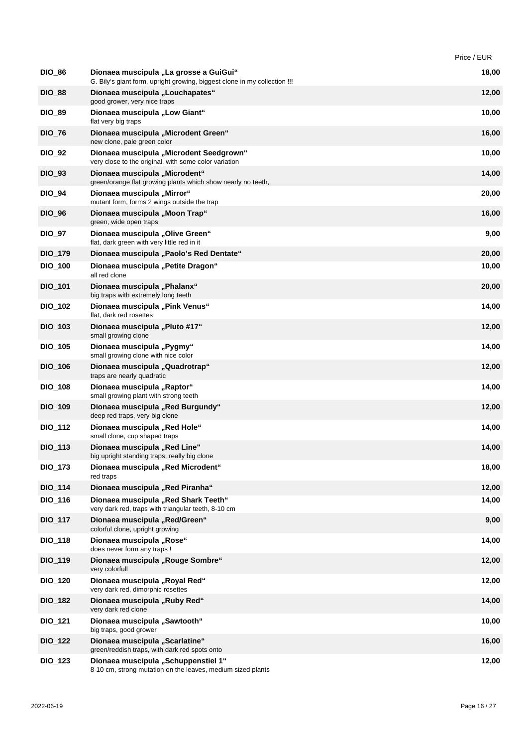| | | Price / EUR |
|---|---|---|
| DIO_86 | **Dionaea muscipula „La grosse a GuiGui“**<br>G. Bily's giant form, upright growing, biggest clone in my collection !!! | 18,00 |
| DIO_88 | **Dionaea muscipula „Louchapates“**<br>good grower, very nice traps | 12,00 |
| DIO_89 | **Dionaea muscipula „Low Giant“**<br>flat very big traps | 10,00 |
| DIO_76 | **Dionaea muscipula „Microdent Green“**<br>new clone, pale green color | 16,00 |
| DIO_92 | **Dionaea muscipula „Microdent Seedgrown“**<br>very close to the original, with some color variation | 10,00 |
| DIO_93 | **Dionaea muscipula „Microdent“**<br>green/orange flat growing plants which show nearly no teeth, | 14,00 |
| DIO_94 | **Dionaea muscipula „Mirror“**<br>mutant form, forms 2 wings outside the trap | 20,00 |
| DIO_96 | **Dionaea muscipula „Moon Trap“**<br>green, wide open traps | 16,00 |
| DIO_97 | **Dionaea muscipula „Olive Green“**<br>flat, dark green with very little red in it | 9,00 |
| DIO_179 | **Dionaea muscipula „Paolo's Red Dentate“** | 20,00 |
| DIO_100 | **Dionaea muscipula „Petite Dragon“**<br>all red clone | 10,00 |
| DIO_101 | **Dionaea muscipula „Phalanx“**<br>big traps with extremely long teeth | 20,00 |
| DIO_102 | **Dionaea muscipula „Pink Venus“**<br>flat, dark red rosettes | 14,00 |
| DIO_103 | **Dionaea muscipula „Pluto #17“**<br>small growing clone | 12,00 |
| DIO_105 | **Dionaea muscipula „Pygmy“**<br>small growing clone with nice color | 14,00 |
| DIO_106 | **Dionaea muscipula „Quadrotrap“**<br>traps are nearly quadratic | 12,00 |
| DIO_108 | **Dionaea muscipula „Raptor“**<br>small growing plant with strong teeth | 14,00 |
| DIO_109 | **Dionaea muscipula „Red Burgundy“**<br>deep red traps, very big clone | 12,00 |
| DIO_112 | **Dionaea muscipula „Red Hole“**<br>small clone, cup shaped traps | 14,00 |
| DIO_113 | **Dionaea muscipula „Red Line"**<br>big upright standing traps, really big clone | 14,00 |
| DIO_173 | **Dionaea muscipula „Red Microdent“**<br>red traps | 18,00 |
| DIO_114 | **Dionaea muscipula „Red Piranha“** | 12,00 |
| DIO_116 | **Dionaea muscipula „Red Shark Teeth“**<br>very dark red, traps with triangular teeth, 8-10 cm | 14,00 |
| DIO_117 | **Dionaea muscipula „Red/Green“**<br>colorful clone, upright growing | 9,00 |
| DIO_118 | **Dionaea muscipula „Rose“**<br>does never form any traps ! | 14,00 |
| DIO_119 | **Dionaea muscipula „Rouge Sombre“**<br>very colorfull | 12,00 |
| DIO_120 | **Dionaea muscipula „Royal Red“**<br>very dark red, dimorphic rosettes | 12,00 |
| DIO_182 | **Dionaea muscipula „Ruby Red“**<br>very dark red clone | 14,00 |
| DIO_121 | **Dionaea muscipula „Sawtooth“**<br>big traps, good grower | 10,00 |
| DIO_122 | **Dionaea muscipula „Scarlatine“**<br>green/reddish traps, with dark red spots onto | 16,00 |
| DIO_123 | **Dionaea muscipula „Schuppenstiel 1“**<br>8-10 cm, strong mutation on the leaves, medium sized plants | 12,00 |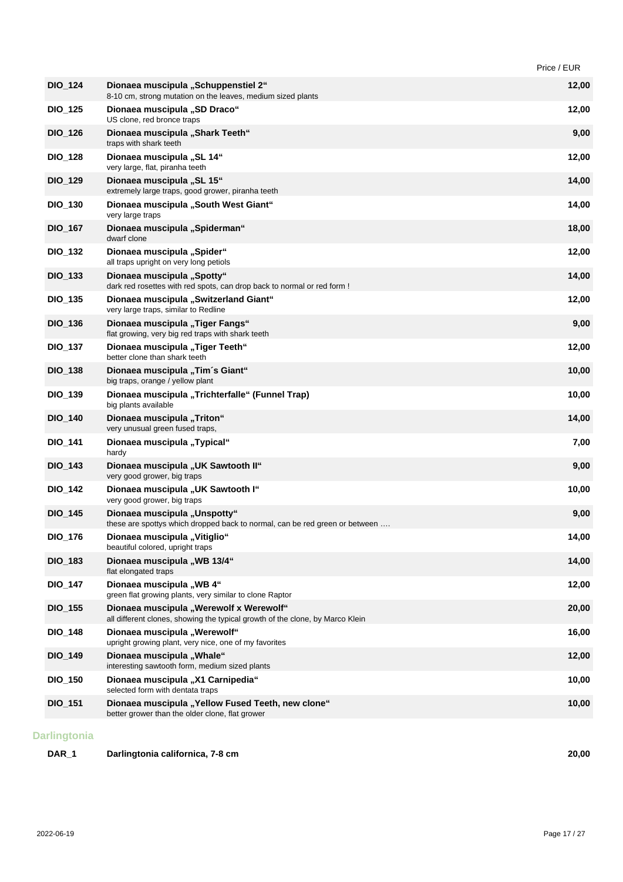| | | Price / EUR |
|---|---|---|
| **DIO_124** | **Dionaea muscipula „Schuppenstiel 2“**<br>8-10 cm, strong mutation on the leaves, medium sized plants | **12,00** |
| **DIO_125** | **Dionaea muscipula „SD Draco“**<br>US clone, red bronce traps | **12,00** |
| **DIO_126** | **Dionaea muscipula „Shark Teeth“**<br>traps with shark teeth | **9,00** |
| **DIO_128** | **Dionaea muscipula „SL 14“**<br>very large, flat, piranha teeth | **12,00** |
| **DIO_129** | **Dionaea muscipula „SL 15“**<br>extremely large traps, good grower, piranha teeth | **14,00** |
| **DIO_130** | **Dionaea muscipula „South West Giant“**<br>very large traps | **14,00** |
| **DIO_167** | **Dionaea muscipula „Spiderman“**<br>dwarf clone | **18,00** |
| **DIO_132** | **Dionaea muscipula „Spider“**<br>all traps upright on very long petiols | **12,00** |
| **DIO_133** | **Dionaea muscipula „Spotty“**<br>dark red rosettes with red spots, can drop back to normal or red form ! | **14,00** |
| **DIO_135** | **Dionaea muscipula „Switzerland Giant“**<br>very large traps, similar to Redline | **12,00** |
| **DIO_136** | **Dionaea muscipula „Tiger Fangs“**<br>flat growing, very big red traps with shark teeth | **9,00** |
| **DIO_137** | **Dionaea muscipula „Tiger Teeth“**<br>better clone than shark teeth | **12,00** |
| **DIO_138** | **Dionaea muscipula „Tim´s Giant“**<br>big traps, orange / yellow plant | **10,00** |
| **DIO_139** | **Dionaea muscipula „Trichterfalle“ (Funnel Trap)**<br>big plants available | **10,00** |
| **DIO_140** | **Dionaea muscipula „Triton“**<br>very unusual green fused traps, | **14,00** |
| **DIO_141** | **Dionaea muscipula „Typical“**<br>hardy | **7,00** |
| **DIO_143** | **Dionaea muscipula „UK Sawtooth II“**<br>very good grower, big traps | **9,00** |
| **DIO_142** | **Dionaea muscipula „UK Sawtooth I“**<br>very good grower, big traps | **10,00** |
| **DIO_145** | **Dionaea muscipula „Unspotty“**<br>these are spottys which dropped back to normal, can be red green or between …. | **9,00** |
| **DIO_176** | **Dionaea muscipula „Vitiglio“**<br>beautiful colored, upright traps | **14,00** |
| **DIO_183** | **Dionaea muscipula „WB 13/4“**<br>flat elongated traps | **14,00** |
| **DIO_147** | **Dionaea muscipula „WB 4“**<br>green flat growing plants, very similar to clone Raptor | **12,00** |
| **DIO_155** | **Dionaea muscipula „Werewolf x Werewolf“**<br>all different clones, showing the typical growth of the clone, by Marco Klein | **20,00** |
| **DIO_148** | **Dionaea muscipula „Werewolf“**<br>upright growing plant, very nice, one of my favorites | **16,00** |
| **DIO_149** | **Dionaea muscipula „Whale“**<br>interesting sawtooth form, medium sized plants | **12,00** |
| **DIO_150** | **Dionaea muscipula „X1 Carnipedia“**<br>selected form with dentata traps | **10,00** |
| **DIO_151** | **Dionaea muscipula „Yellow Fused Teeth, new clone“**<br>better grower than the older clone, flat grower | **10,00** |

## Darlingtonia

| | | |
|---|---|---|
| **DAR_1** | **Darlingtonia californica, 7-8 cm** | **20,00** |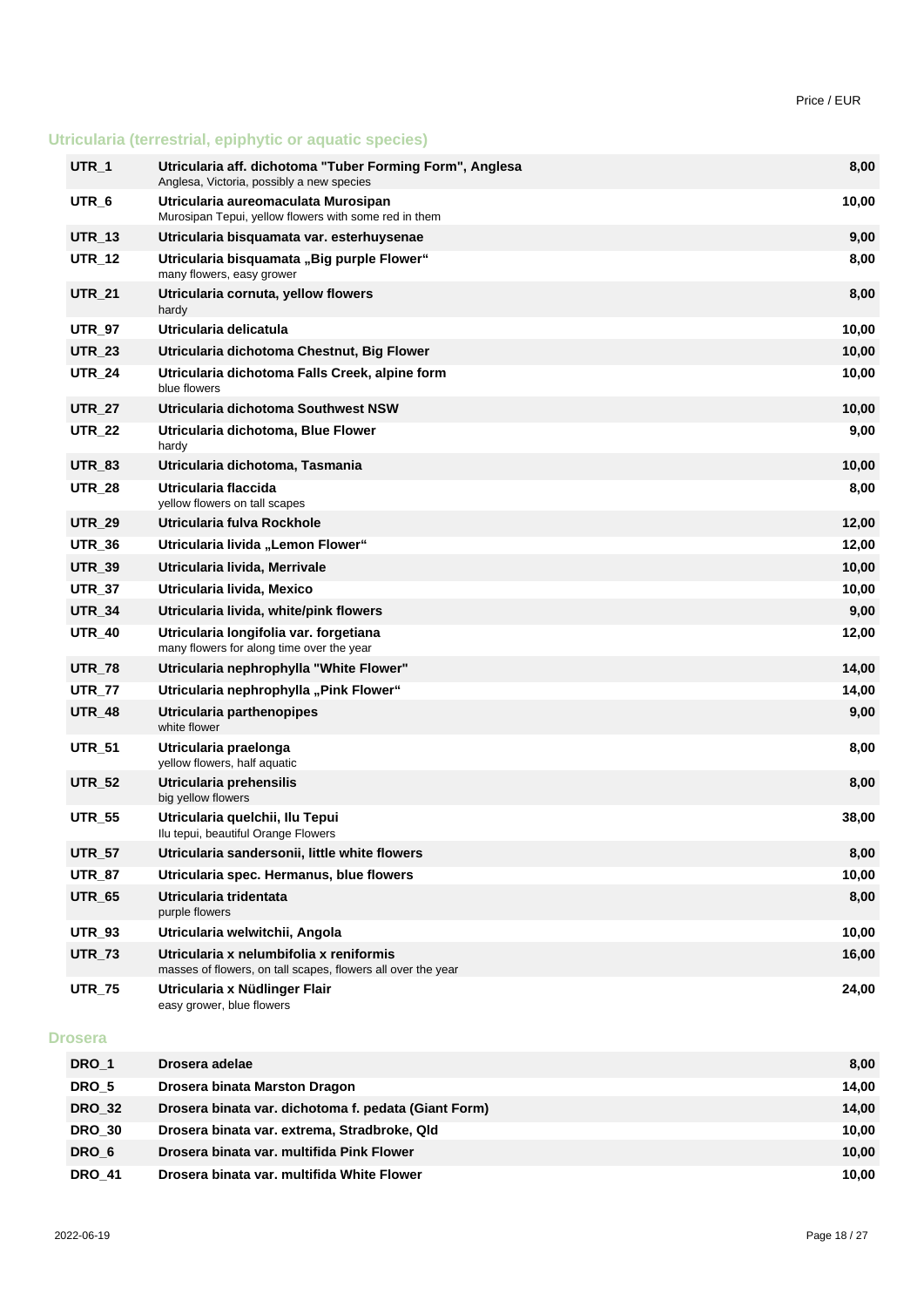Price / EUR

## Utricularia (terrestrial, epiphytic or aquatic species)

| Code | Name | Price / EUR |
|---|---|---|
| **UTR_1** | **Utricularia aff. dichotoma "Tuber Forming Form", Anglesa**<br>Anglesa, Victoria, possibly a new species | **8,00** |
| **UTR_6** | **Utricularia aureomaculata Murosipan**<br>Murosipan Tepui, yellow flowers with some red in them | **10,00** |
| **UTR_13** | **Utricularia bisquamata var. esterhuysenae** | **9,00** |
| **UTR_12** | **Utricularia bisquamata „Big purple Flower“**<br>many flowers, easy grower | **8,00** |
| **UTR_21** | **Utricularia cornuta, yellow flowers**<br>hardy | **8,00** |
| **UTR_97** | **Utricularia delicatula** | **10,00** |
| **UTR_23** | **Utricularia dichotoma Chestnut, Big Flower** | **10,00** |
| **UTR_24** | **Utricularia dichotoma Falls Creek, alpine form**<br>blue flowers | **10,00** |
| **UTR_27** | **Utricularia dichotoma Southwest NSW** | **10,00** |
| **UTR_22** | **Utricularia dichotoma, Blue Flower**<br>hardy | **9,00** |
| **UTR_83** | **Utricularia dichotoma, Tasmania** | **10,00** |
| **UTR_28** | **Utricularia flaccida**<br>yellow flowers on tall scapes | **8,00** |
| **UTR_29** | **Utricularia fulva Rockhole** | **12,00** |
| **UTR_36** | **Utricularia livida „Lemon Flower“** | **12,00** |
| **UTR_39** | **Utricularia livida, Merrivale** | **10,00** |
| **UTR_37** | **Utricularia livida, Mexico** | **10,00** |
| **UTR_34** | **Utricularia livida, white/pink flowers** | **9,00** |
| **UTR_40** | **Utricularia longifolia var. forgetiana**<br>many flowers for along time over the year | **12,00** |
| **UTR_78** | **Utricularia nephrophylla "White Flower"** | **14,00** |
| **UTR_77** | **Utricularia nephrophylla „Pink Flower“** | **14,00** |
| **UTR_48** | **Utricularia parthenopipes**<br>white flower | **9,00** |
| **UTR_51** | **Utricularia praelonga**<br>yellow flowers, half aquatic | **8,00** |
| **UTR_52** | **Utricularia prehensilis**<br>big yellow flowers | **8,00** |
| **UTR_55** | **Utricularia quelchii, Ilu Tepui**<br>Ilu tepui, beautiful Orange Flowers | **38,00** |
| **UTR_57** | **Utricularia sandersonii, little white flowers** | **8,00** |
| **UTR_87** | **Utricularia spec. Hermanus, blue flowers** | **10,00** |
| **UTR_65** | **Utricularia tridentata**<br>purple flowers | **8,00** |
| **UTR_93** | **Utricularia welwitchii, Angola** | **10,00** |
| **UTR_73** | **Utricularia x nelumbifolia x reniformis**<br>masses of flowers, on tall scapes, flowers all over the year | **16,00** |
| **UTR_75** | **Utricularia x Nüdlinger Flair**<br>easy grower, blue flowers | **24,00** |

## Drosera

| Code | Name | Price / EUR |
|---|---|---|
| **DRO_1** | **Drosera adelae** | **8,00** |
| **DRO_5** | **Drosera binata Marston Dragon** | **14,00** |
| **DRO_32** | **Drosera binata var. dichotoma f. pedata (Giant Form)** | **14,00** |
| **DRO_30** | **Drosera binata var. extrema, Stradbroke, Qld** | **10,00** |
| **DRO_6** | **Drosera binata var. multifida Pink Flower** | **10,00** |
| **DRO_41** | **Drosera binata var. multifida White Flower** | **10,00** |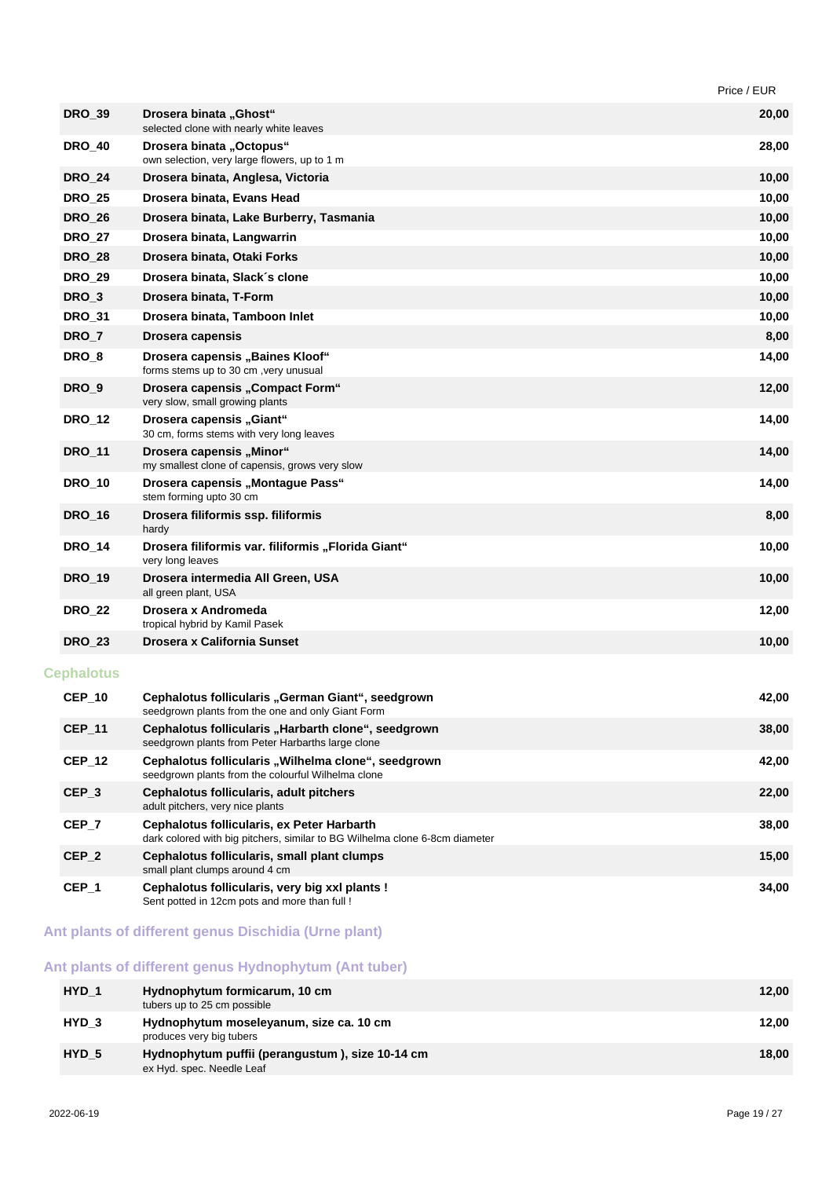| | | Price / EUR |
|---|---|---|
| DRO_39 | **Drosera binata „Ghost“**<br>selected clone with nearly white leaves | 20,00 |
| DRO_40 | **Drosera binata „Octopus“**<br>own selection, very large flowers, up to 1 m | 28,00 |
| DRO_24 | **Drosera binata, Anglesa, Victoria** | 10,00 |
| DRO_25 | **Drosera binata, Evans Head** | 10,00 |
| DRO_26 | **Drosera binata, Lake Burberry, Tasmania** | 10,00 |
| DRO_27 | **Drosera binata, Langwarrin** | 10,00 |
| DRO_28 | **Drosera binata, Otaki Forks** | 10,00 |
| DRO_29 | **Drosera binata, Slack´s clone** | 10,00 |
| DRO_3 | **Drosera binata, T-Form** | 10,00 |
| DRO_31 | **Drosera binata, Tamboon Inlet** | 10,00 |
| DRO_7 | **Drosera capensis** | 8,00 |
| DRO_8 | **Drosera capensis „Baines Kloof“**<br>forms stems up to 30 cm ,very unusual | 14,00 |
| DRO_9 | **Drosera capensis „Compact Form“**<br>very slow, small growing plants | 12,00 |
| DRO_12 | **Drosera capensis „Giant“**<br>30 cm, forms stems with very long leaves | 14,00 |
| DRO_11 | **Drosera capensis „Minor“**<br>my smallest clone of capensis, grows very slow | 14,00 |
| DRO_10 | **Drosera capensis „Montague Pass“**<br>stem forming upto 30 cm | 14,00 |
| DRO_16 | **Drosera filiformis ssp. filiformis**<br>hardy | 8,00 |
| DRO_14 | **Drosera filiformis var. filiformis „Florida Giant“**<br>very long leaves | 10,00 |
| DRO_19 | **Drosera intermedia All Green, USA**<br>all green plant, USA | 10,00 |
| DRO_22 | **Drosera x Andromeda**<br>tropical hybrid by Kamil Pasek | 12,00 |
| DRO_23 | **Drosera x California Sunset** | 10,00 |

## Cephalotus

| | | |
|---|---|---|
| CEP_10 | **Cephalotus follicularis „German Giant“, seedgrown**<br>seedgrown plants from the one and only Giant Form | 42,00 |
| CEP_11 | **Cephalotus follicularis „Harbarth clone“, seedgrown**<br>seedgrown plants from Peter Harbarths large clone | 38,00 |
| CEP_12 | **Cephalotus follicularis „Wilhelma clone“, seedgrown**<br>seedgrown plants from the colourful Wilhelma clone | 42,00 |
| CEP_3 | **Cephalotus follicularis, adult pitchers**<br>adult pitchers, very nice plants | 22,00 |
| CEP_7 | **Cephalotus follicularis, ex Peter Harbarth**<br>dark colored with big pitchers, similar to BG Wilhelma clone 6-8cm diameter | 38,00 |
| CEP_2 | **Cephalotus follicularis, small plant clumps**<br>small plant clumps around 4 cm | 15,00 |
| CEP_1 | **Cephalotus follicularis, very big xxl plants !**<br>Sent potted in 12cm pots and more than full ! | 34,00 |

## Ant plants of different genus Dischidia (Urne plant)

## Ant plants of different genus Hydnophytum (Ant tuber)

| | | |
|---|---|---|
| HYD_1 | **Hydnophytum formicarum, 10 cm**<br>tubers up to 25 cm possible | 12,00 |
| HYD_3 | **Hydnophytum moseleyanum, size ca. 10 cm**<br>produces very big tubers | 12,00 |
| HYD_5 | **Hydnophytum puffii (perangustum ), size 10-14 cm**<br>ex Hyd. spec. Needle Leaf | 18,00 |

2022-06-19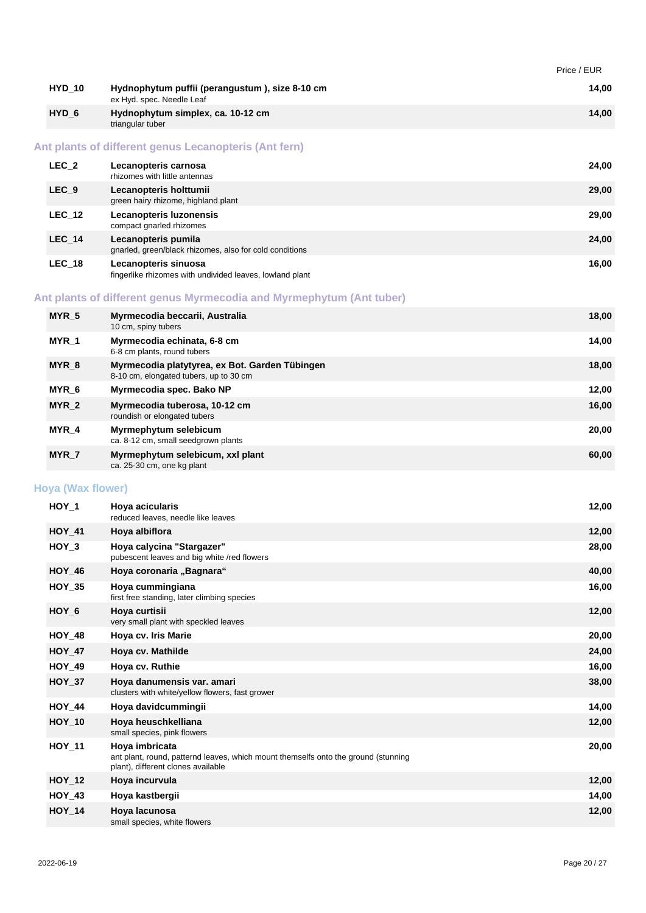| | | Price / EUR |
|---|---|---|
| HYD_10 | **Hydnophytum puffii (perangustum ), size 8-10 cm**<br>ex Hyd. spec. Needle Leaf | 14,00 |
| HYD_6 | **Hydnophytum simplex, ca. 10-12 cm**<br>triangular tuber | 14,00 |

## Ant plants of different genus Lecanopteris (Ant fern)

| | | |
|---|---|---|
| LEC_2 | **Lecanopteris carnosa**<br>rhizomes with little antennas | 24,00 |
| LEC_9 | **Lecanopteris holttumii**<br>green hairy rhizome, highland plant | 29,00 |
| LEC_12 | **Lecanopteris luzonensis**<br>compact gnarled rhizomes | 29,00 |
| LEC_14 | **Lecanopteris pumila**<br>gnarled, green/black rhizomes, also for cold conditions | 24,00 |
| LEC_18 | **Lecanopteris sinuosa**<br>fingerlike rhizomes with undivided leaves, lowland plant | 16,00 |

## Ant plants of different genus Myrmecodia and Myrmephytum (Ant tuber)

| | | |
|---|---|---|
| MYR_5 | **Myrmecodia beccarii, Australia**<br>10 cm, spiny tubers | 18,00 |
| MYR_1 | **Myrmecodia echinata, 6-8 cm**<br>6-8 cm plants, round tubers | 14,00 |
| MYR_8 | **Myrmecodia platytyrea, ex Bot. Garden Tübingen**<br>8-10 cm, elongated tubers, up to 30 cm | 18,00 |
| MYR_6 | **Myrmecodia spec. Bako NP** | 12,00 |
| MYR_2 | **Myrmecodia tuberosa, 10-12 cm**<br>roundish or elongated tubers | 16,00 |
| MYR_4 | **Myrmephytum selebicum**<br>ca. 8-12 cm, small seedgrown plants | 20,00 |
| MYR_7 | **Myrmephytum selebicum, xxl plant**<br>ca. 25-30 cm, one kg plant | 60,00 |

## Hoya (Wax flower)

| | | |
|---|---|---|
| HOY_1 | **Hoya acicularis**<br>reduced leaves, needle like leaves | 12,00 |
| HOY_41 | **Hoya albiflora** | 12,00 |
| HOY_3 | **Hoya calycina "Stargazer"**<br>pubescent leaves and big white /red flowers | 28,00 |
| HOY_46 | **Hoya coronaria „Bagnara“** | 40,00 |
| HOY_35 | **Hoya cummingiana**<br>first free standing, later climbing species | 16,00 |
| HOY_6 | **Hoya curtisii**<br>very small plant with speckled leaves | 12,00 |
| HOY_48 | **Hoya cv. Iris Marie** | 20,00 |
| HOY_47 | **Hoya cv. Mathilde** | 24,00 |
| HOY_49 | **Hoya cv. Ruthie** | 16,00 |
| HOY_37 | **Hoya danumensis var. amari**<br>clusters with white/yellow flowers, fast grower | 38,00 |
| HOY_44 | **Hoya davidcummingii** | 14,00 |
| HOY_10 | **Hoya heuschkelliana**<br>small species, pink flowers | 12,00 |
| HOY_11 | **Hoya imbricata**<br>ant plant, round, patternd leaves, which mount themselfs onto the ground (stunning plant), different clones available | 20,00 |
| HOY_12 | **Hoya incurvula** | 12,00 |
| HOY_43 | **Hoya kastbergii** | 14,00 |
| HOY_14 | **Hoya lacunosa**<br>small species, white flowers | 12,00 |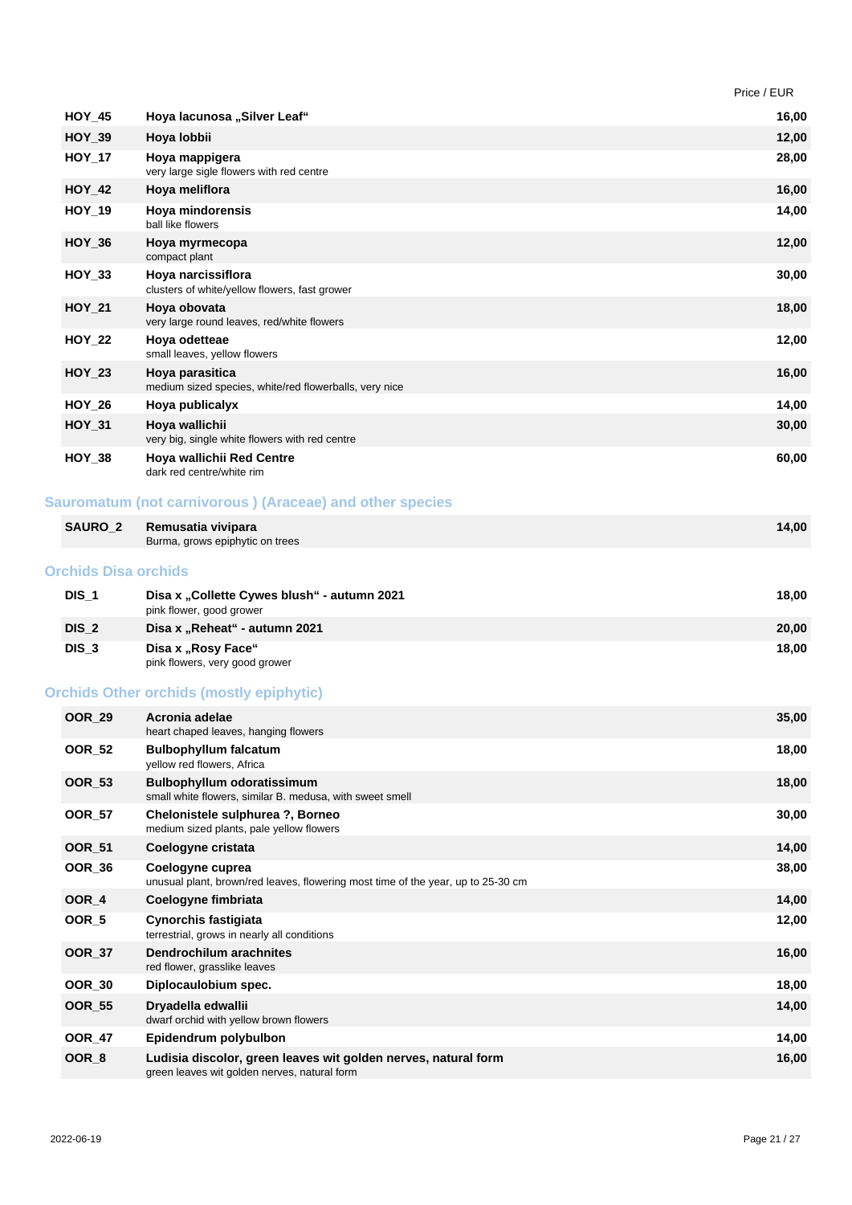| Code | Name | Price / EUR |
|---|---|---|
| HOY_45 | **Hoya lacunosa „Silver Leaf“** | 16,00 |
| HOY_39 | **Hoya lobbii** | 12,00 |
| HOY_17 | **Hoya mappigera**<br>very large sigle flowers with red centre | 28,00 |
| HOY_42 | **Hoya meliflora** | 16,00 |
| HOY_19 | **Hoya mindorensis**<br>ball like flowers | 14,00 |
| HOY_36 | **Hoya myrmecopa**<br>compact plant | 12,00 |
| HOY_33 | **Hoya narcissiflora**<br>clusters of white/yellow flowers, fast grower | 30,00 |
| HOY_21 | **Hoya obovata**<br>very large round leaves, red/white flowers | 18,00 |
| HOY_22 | **Hoya odetteae**<br>small leaves, yellow flowers | 12,00 |
| HOY_23 | **Hoya parasitica**<br>medium sized species, white/red flowerballs, very nice | 16,00 |
| HOY_26 | **Hoya publicalyx** | 14,00 |
| HOY_31 | **Hoya wallichii**<br>very big, single white flowers with red centre | 30,00 |
| HOY_38 | **Hoya wallichii Red Centre**<br>dark red centre/white rim | 60,00 |

## Sauromatum (not carnivorous ) (Araceae) and other species

| Code | Name | Price / EUR |
|---|---|---|
| SAURO_2 | **Remusatia vivipara**<br>Burma, grows epiphytic on trees | 14,00 |

## Orchids Disa orchids

| Code | Name | Price / EUR |
|---|---|---|
| DIS_1 | **Disa x „Collette Cywes blush“ - autumn 2021**<br>pink flower, good grower | 18,00 |
| DIS_2 | **Disa x „Reheat“ - autumn 2021** | 20,00 |
| DIS_3 | **Disa x „Rosy Face“**<br>pink flowers, very good grower | 18,00 |

## Orchids Other orchids (mostly epiphytic)

| Code | Name | Price / EUR |
|---|---|---|
| OOR_29 | **Acronia adelae**<br>heart chaped leaves, hanging flowers | 35,00 |
| OOR_52 | **Bulbophyllum falcatum**<br>yellow red flowers, Africa | 18,00 |
| OOR_53 | **Bulbophyllum odoratissimum**<br>small white flowers, similar B. medusa, with sweet smell | 18,00 |
| OOR_57 | **Chelonistele sulphurea ?, Borneo**<br>medium sized plants, pale yellow flowers | 30,00 |
| OOR_51 | **Coelogyne cristata** | 14,00 |
| OOR_36 | **Coelogyne cuprea**<br>unusual plant, brown/red leaves, flowering most time of the year, up to 25-30 cm | 38,00 |
| OOR_4 | **Coelogyne fimbriata** | 14,00 |
| OOR_5 | **Cynorchis fastigiata**<br>terrestrial, grows in nearly all conditions | 12,00 |
| OOR_37 | **Dendrochilum arachnites**<br>red flower, grasslike leaves | 16,00 |
| OOR_30 | **Diplocaulobium spec.** | 18,00 |
| OOR_55 | **Dryadella edwallii**<br>dwarf orchid with yellow brown flowers | 14,00 |
| OOR_47 | **Epidendrum polybulbon** | 14,00 |
| OOR_8 | **Ludisia discolor, green leaves wit golden nerves, natural form**<br>green leaves wit golden nerves, natural form | 16,00 |

2022-06-19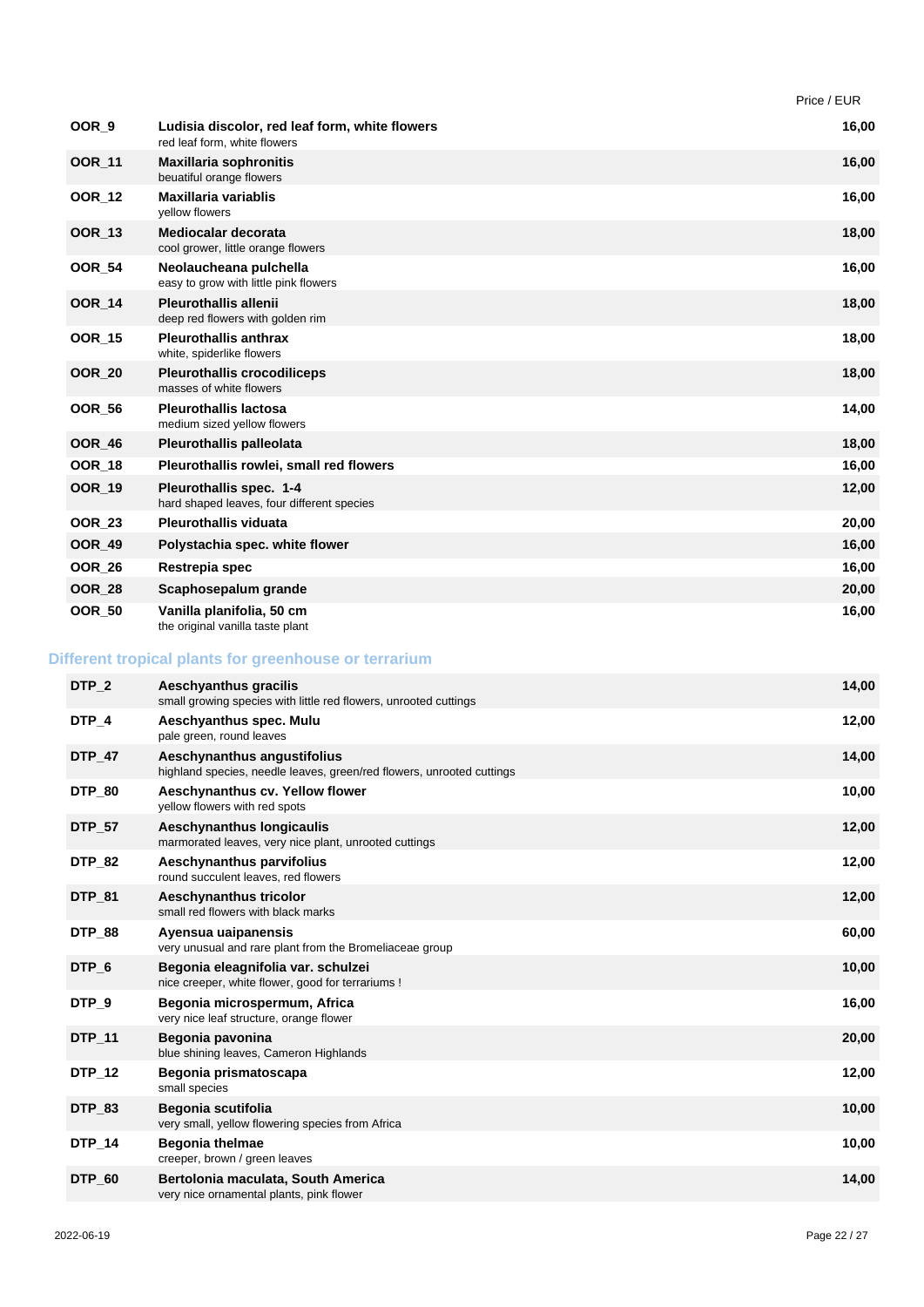| | | Price / EUR |
|---|---|---|
| OOR_9 | **Ludisia discolor, red leaf form, white flowers**<br>red leaf form, white flowers | 16,00 |
| OOR_11 | **Maxillaria sophronitis**<br>beuatiful orange flowers | 16,00 |
| OOR_12 | **Maxillaria variablis**<br>yellow flowers | 16,00 |
| OOR_13 | **Mediocalar decorata**<br>cool grower, little orange flowers | 18,00 |
| OOR_54 | **Neolaucheana pulchella**<br>easy to grow with little pink flowers | 16,00 |
| OOR_14 | **Pleurothallis allenii**<br>deep red flowers with golden rim | 18,00 |
| OOR_15 | **Pleurothallis anthrax**<br>white, spiderlike flowers | 18,00 |
| OOR_20 | **Pleurothallis crocodiliceps**<br>masses of white flowers | 18,00 |
| OOR_56 | **Pleurothallis lactosa**<br>medium sized yellow flowers | 14,00 |
| OOR_46 | **Pleurothallis palleolata** | 18,00 |
| OOR_18 | **Pleurothallis rowlei, small red flowers** | 16,00 |
| OOR_19 | **Pleurothallis spec. 1-4**<br>hard shaped leaves, four different species | 12,00 |
| OOR_23 | **Pleurothallis viduata** | 20,00 |
| OOR_49 | **Polystachia spec. white flower** | 16,00 |
| OOR_26 | **Restrepia spec** | 16,00 |
| OOR_28 | **Scaphosepalum grande** | 20,00 |
| OOR_50 | **Vanilla planifolia, 50 cm**<br>the original vanilla taste plant | 16,00 |

## Different tropical plants for greenhouse or terrarium

| | | |
|---|---|---|
| DTP_2 | **Aeschyanthus gracilis**<br>small growing species with little red flowers, unrooted cuttings | 14,00 |
| DTP_4 | **Aeschyanthus spec. Mulu**<br>pale green, round leaves | 12,00 |
| DTP_47 | **Aeschynanthus angustifolius**<br>highland species, needle leaves, green/red flowers, unrooted cuttings | 14,00 |
| DTP_80 | **Aeschynanthus cv. Yellow flower**<br>yellow flowers with red spots | 10,00 |
| DTP_57 | **Aeschynanthus longicaulis**<br>marmorated leaves, very nice plant, unrooted cuttings | 12,00 |
| DTP_82 | **Aeschynanthus parvifolius**<br>round succulent leaves, red flowers | 12,00 |
| DTP_81 | **Aeschynanthus tricolor**<br>small red flowers with black marks | 12,00 |
| DTP_88 | **Ayensua uaipanensis**<br>very unusual and rare plant from the Bromeliaceae group | 60,00 |
| DTP_6 | **Begonia eleagnifolia var. schulzei**<br>nice creeper, white flower, good for terrariums ! | 10,00 |
| DTP_9 | **Begonia microspermum, Africa**<br>very nice leaf structure, orange flower | 16,00 |
| DTP_11 | **Begonia pavonina**<br>blue shining leaves, Cameron Highlands | 20,00 |
| DTP_12 | **Begonia prismatoscapa**<br>small species | 12,00 |
| DTP_83 | **Begonia scutifolia**<br>very small, yellow flowering species from Africa | 10,00 |
| DTP_14 | **Begonia thelmae**<br>creeper, brown / green leaves | 10,00 |
| DTP_60 | **Bertolonia maculata, South America**<br>very nice ornamental plants, pink flower | 14,00 |

2022-06-19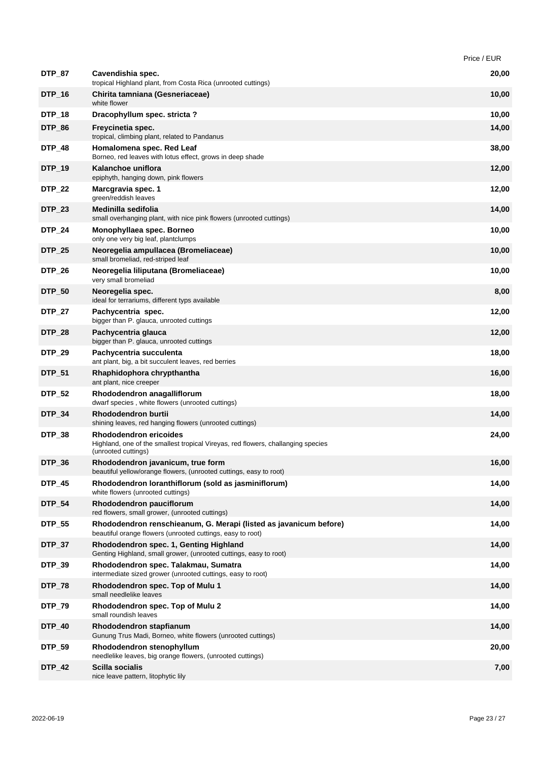| | | Price / EUR |
|---|---|---|
| **DTP_87** | **Cavendishia spec.**<br>tropical Highland plant, from Costa Rica (unrooted cuttings) | **20,00** |
| **DTP_16** | **Chirita tamniana (Gesneriaceae)**<br>white flower | **10,00** |
| **DTP_18** | **Dracophyllum spec. stricta ?** | **10,00** |
| **DTP_86** | **Freycinetia spec.**<br>tropical, climbing plant, related to Pandanus | **14,00** |
| **DTP_48** | **Homalomena spec. Red Leaf**<br>Borneo, red leaves with lotus effect, grows in deep shade | **38,00** |
| **DTP_19** | **Kalanchoe uniflora**<br>epiphyth, hanging down, pink flowers | **12,00** |
| **DTP_22** | **Marcgravia spec. 1**<br>green/reddish leaves | **12,00** |
| **DTP_23** | **Medinilla sedifolia**<br>small overhanging plant, with nice pink flowers (unrooted cuttings) | **14,00** |
| **DTP_24** | **Monophyllaea spec. Borneo**<br>only one very big leaf, plantclumps | **10,00** |
| **DTP_25** | **Neoregelia ampullacea (Bromeliaceae)**<br>small bromeliad, red-striped leaf | **10,00** |
| **DTP_26** | **Neoregelia liliputana (Bromeliaceae)**<br>very small bromeliad | **10,00** |
| **DTP_50** | **Neoregelia spec.**<br>ideal for terrariums, different typs available | **8,00** |
| **DTP_27** | **Pachycentria spec.**<br>bigger than P. glauca, unrooted cuttings | **12,00** |
| **DTP_28** | **Pachycentria glauca**<br>bigger than P. glauca, unrooted cuttings | **12,00** |
| **DTP_29** | **Pachycentria succulenta**<br>ant plant, big, a bit succulent leaves, red berries | **18,00** |
| **DTP_51** | **Rhaphidophora chrypthantha**<br>ant plant, nice creeper | **16,00** |
| **DTP_52** | **Rhododendron anagalliflorum**<br>dwarf species , white flowers (unrooted cuttings) | **18,00** |
| **DTP_34** | **Rhododendron burtii**<br>shining leaves, red hanging flowers (unrooted cuttings) | **14,00** |
| **DTP_38** | **Rhododendron ericoides**<br>Highland, one of the smallest tropical Vireyas, red flowers, challanging species (unrooted cuttings) | **24,00** |
| **DTP_36** | **Rhododendron javanicum, true form**<br>beautiful yellow/orange flowers, (unrooted cuttings, easy to root) | **16,00** |
| **DTP_45** | **Rhododendron loranthiflorum (sold as jasminiflorum)**<br>white flowers (unrooted cuttings) | **14,00** |
| **DTP_54** | **Rhododendron pauciflorum**<br>red flowers, small grower, (unrooted cuttings) | **14,00** |
| **DTP_55** | **Rhododendron renschieanum, G. Merapi (listed as javanicum before)**<br>beautiful orange flowers (unrooted cuttings, easy to root) | **14,00** |
| **DTP_37** | **Rhododendron spec. 1, Genting Highland**<br>Genting Highland, small grower, (unrooted cuttings, easy to root) | **14,00** |
| **DTP_39** | **Rhododendron spec. Talakmau, Sumatra**<br>intermediate sized grower (unrooted cuttings, easy to root) | **14,00** |
| **DTP_78** | **Rhododendron spec. Top of Mulu 1**<br>small needlelike leaves | **14,00** |
| **DTP_79** | **Rhododendron spec. Top of Mulu 2**<br>small roundish leaves | **14,00** |
| **DTP_40** | **Rhododendron stapfianum**<br>Gunung Trus Madi, Borneo, white flowers (unrooted cuttings) | **14,00** |
| **DTP_59** | **Rhododendron stenophyllum**<br>needlelike leaves, big orange flowers, (unrooted cuttings) | **20,00** |
| **DTP_42** | **Scilla socialis**<br>nice leave pattern, litophytic lily | **7,00** |

2022-06-19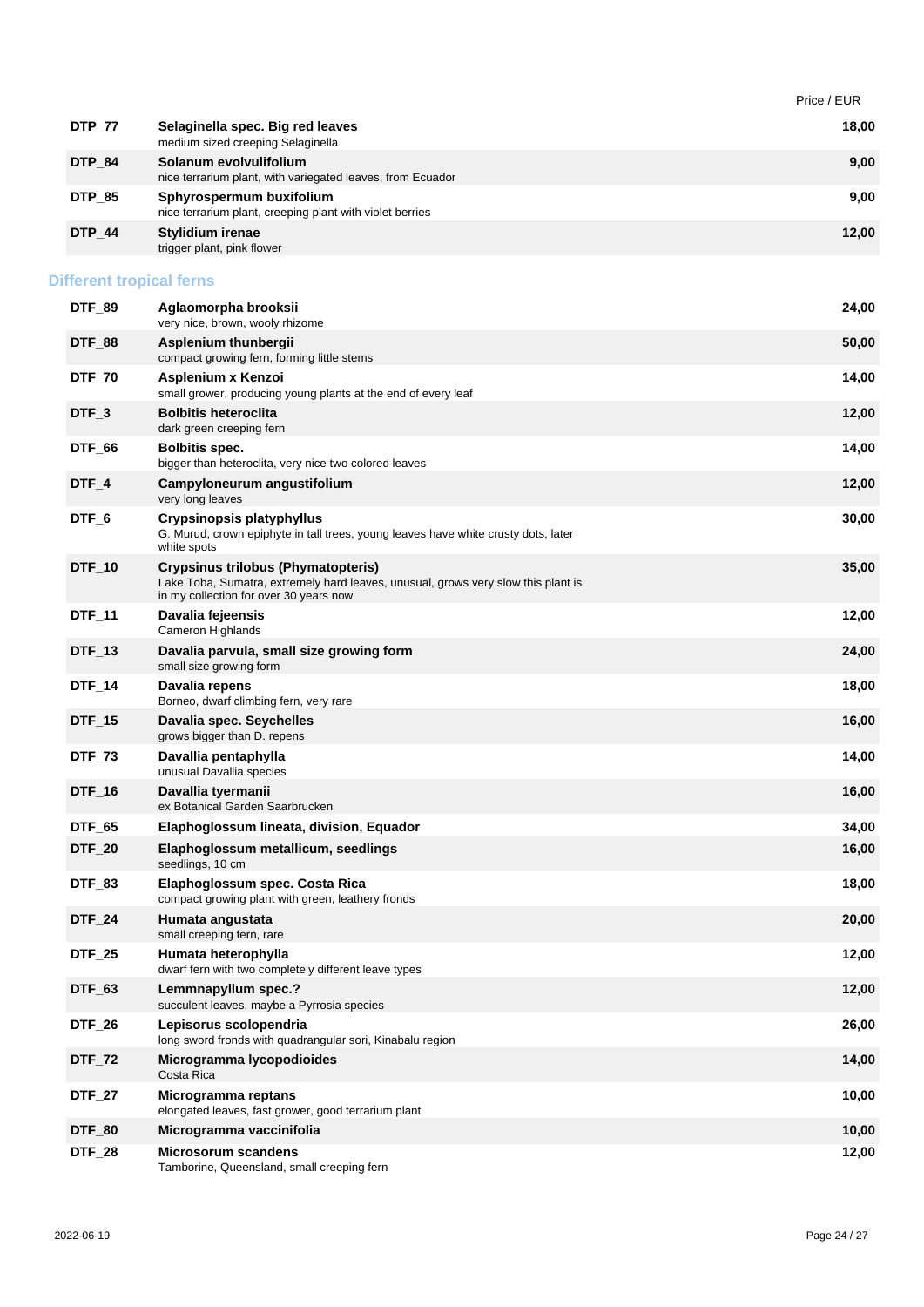| | | Price / EUR |
|---|---|---|
| **DTP_77** | **Selaginella spec. Big red leaves**<br>medium sized creeping Selaginella | **18,00** |
| **DTP_84** | **Solanum evolvulifolium**<br>nice terrarium plant, with variegated leaves, from Ecuador | **9,00** |
| **DTP_85** | **Sphyrospermum buxifolium**<br>nice terrarium plant, creeping plant with violet berries | **9,00** |
| **DTP_44** | **Stylidium irenae**<br>trigger plant, pink flower | **12,00** |

## Different tropical ferns

| | | |
|---|---|---|
| **DTF_89** | **Aglaomorpha brooksii**<br>very nice, brown, wooly rhizome | **24,00** |
| **DTF_88** | **Asplenium thunbergii**<br>compact growing fern, forming little stems | **50,00** |
| **DTF_70** | **Asplenium x Kenzoi**<br>small grower, producing young plants at the end of every leaf | **14,00** |
| **DTF_3** | **Bolbitis heteroclita**<br>dark green creeping fern | **12,00** |
| **DTF_66** | **Bolbitis spec.**<br>bigger than heteroclita, very nice two colored leaves | **14,00** |
| **DTF_4** | **Campyloneurum angustifolium**<br>very long leaves | **12,00** |
| **DTF_6** | **Crypsinopsis platyphyllus**<br>G. Murud, crown epiphyte in tall trees, young leaves have white crusty dots, later white spots | **30,00** |
| **DTF_10** | **Crypsinus trilobus (Phymatopteris)**<br>Lake Toba, Sumatra, extremely hard leaves, unusual, grows very slow this plant is in my collection for over 30 years now | **35,00** |
| **DTF_11** | **Davalia fejeensis**<br>Cameron Highlands | **12,00** |
| **DTF_13** | **Davalia parvula, small size growing form**<br>small size growing form | **24,00** |
| **DTF_14** | **Davalia repens**<br>Borneo, dwarf climbing fern, very rare | **18,00** |
| **DTF_15** | **Davalia spec. Seychelles**<br>grows bigger than D. repens | **16,00** |
| **DTF_73** | **Davallia pentaphylla**<br>unusual Davallia species | **14,00** |
| **DTF_16** | **Davallia tyermanii**<br>ex Botanical Garden Saarbrucken | **16,00** |
| **DTF_65** | **Elaphoglossum lineata, division, Equador** | **34,00** |
| **DTF_20** | **Elaphoglossum metallicum, seedlings**<br>seedlings, 10 cm | **16,00** |
| **DTF_83** | **Elaphoglossum spec. Costa Rica**<br>compact growing plant with green, leathery fronds | **18,00** |
| **DTF_24** | **Humata angustata**<br>small creeping fern, rare | **20,00** |
| **DTF_25** | **Humata heterophylla**<br>dwarf fern with two completely different leave types | **12,00** |
| **DTF_63** | **Lemmnapyllum spec.?**<br>succulent leaves, maybe a Pyrrosia species | **12,00** |
| **DTF_26** | **Lepisorus scolopendria**<br>long sword fronds with quadrangular sori, Kinabalu region | **26,00** |
| **DTF_72** | **Microgramma lycopodioides**<br>Costa Rica | **14,00** |
| **DTF_27** | **Microgramma reptans**<br>elongated leaves, fast grower, good terrarium plant | **10,00** |
| **DTF_80** | **Microgramma vaccinifolia** | **10,00** |
| **DTF_28** | **Microsorum scandens**<br>Tamborine, Queensland, small creeping fern | **12,00** |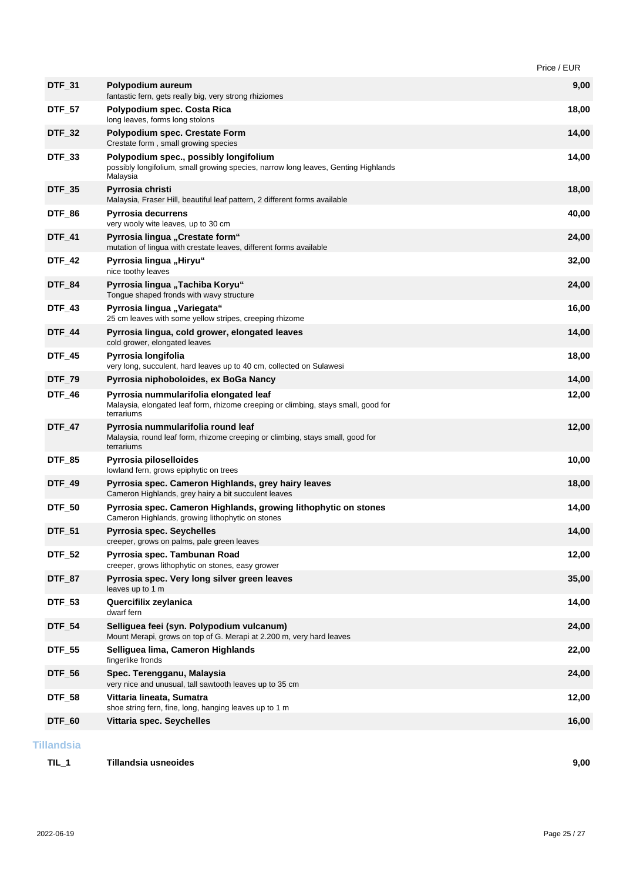| Code | Name / Description | Price / EUR |
|---|---|---|
| **DTF_31** | **Polypodium aureum**<br>fantastic fern, gets really big, very strong rhiziomes | **9,00** |
| **DTF_57** | **Polypodium spec. Costa Rica**<br>long leaves, forms long stolons | **18,00** |
| **DTF_32** | **Polypodium spec. Crestate Form**<br>Crestate form , small growing species | **14,00** |
| **DTF_33** | **Polypodium spec., possibly longifolium**<br>possibly longifolium, small growing species, narrow long leaves, Genting Highlands Malaysia | **14,00** |
| **DTF_35** | **Pyrrosia christi**<br>Malaysia, Fraser Hill, beautiful leaf pattern, 2 different forms available | **18,00** |
| **DTF_86** | **Pyrrosia decurrens**<br>very wooly wite leaves, up to 30 cm | **40,00** |
| **DTF_41** | **Pyrrosia lingua „Crestate form“**<br>mutation of lingua with crestate leaves, different forms available | **24,00** |
| **DTF_42** | **Pyrrosia lingua „Hiryu“**<br>nice toothy leaves | **32,00** |
| **DTF_84** | **Pyrrosia lingua „Tachiba Koryu“**<br>Tongue shaped fronds with wavy structure | **24,00** |
| **DTF_43** | **Pyrrosia lingua „Variegata“**<br>25 cm leaves with some yellow stripes, creeping rhizome | **16,00** |
| **DTF_44** | **Pyrrosia lingua, cold grower, elongated leaves**<br>cold grower, elongated leaves | **14,00** |
| **DTF_45** | **Pyrrosia longifolia**<br>very long, succulent, hard leaves up to 40 cm, collected on Sulawesi | **18,00** |
| **DTF_79** | **Pyrrosia niphoboloides, ex BoGa Nancy** | **14,00** |
| **DTF_46** | **Pyrrosia nummularifolia elongated leaf**<br>Malaysia, elongated leaf form, rhizome creeping or climbing, stays small, good for terrariums | **12,00** |
| **DTF_47** | **Pyrrosia nummularifolia round leaf**<br>Malaysia, round leaf form, rhizome creeping or climbing, stays small, good for terrariums | **12,00** |
| **DTF_85** | **Pyrrosia piloselloides**<br>lowland fern, grows epiphytic on trees | **10,00** |
| **DTF_49** | **Pyrrosia spec. Cameron Highlands, grey hairy leaves**<br>Cameron Highlands, grey hairy a bit succulent leaves | **18,00** |
| **DTF_50** | **Pyrrosia spec. Cameron Highlands, growing lithophytic on stones**<br>Cameron Highlands, growing lithophytic on stones | **14,00** |
| **DTF_51** | **Pyrrosia spec. Seychelles**<br>creeper, grows on palms, pale green leaves | **14,00** |
| **DTF_52** | **Pyrrosia spec. Tambunan Road**<br>creeper, grows lithophytic on stones, easy grower | **12,00** |
| **DTF_87** | **Pyrrosia spec. Very long silver green leaves**<br>leaves up to 1 m | **35,00** |
| **DTF_53** | **Quercifilix zeylanica**<br>dwarf fern | **14,00** |
| **DTF_54** | **Selliguea feei (syn. Polypodium vulcanum)**<br>Mount Merapi, grows on top of G. Merapi at 2.200 m, very hard leaves | **24,00** |
| **DTF_55** | **Selliguea lima, Cameron Highlands**<br>fingerlike fronds | **22,00** |
| **DTF_56** | **Spec. Terengganu, Malaysia**<br>very nice and unusual, tall sawtooth leaves up to 35 cm | **24,00** |
| **DTF_58** | **Vittaria lineata, Sumatra**<br>shoe string fern, fine, long, hanging leaves up to 1 m | **12,00** |
| **DTF_60** | **Vittaria spec. Seychelles** | **16,00** |

## Tillandsia

| Code | Name / Description | Price / EUR |
|---|---|---|
| **TIL_1** | **Tillandsia usneoides** | **9,00** |

2022-06-19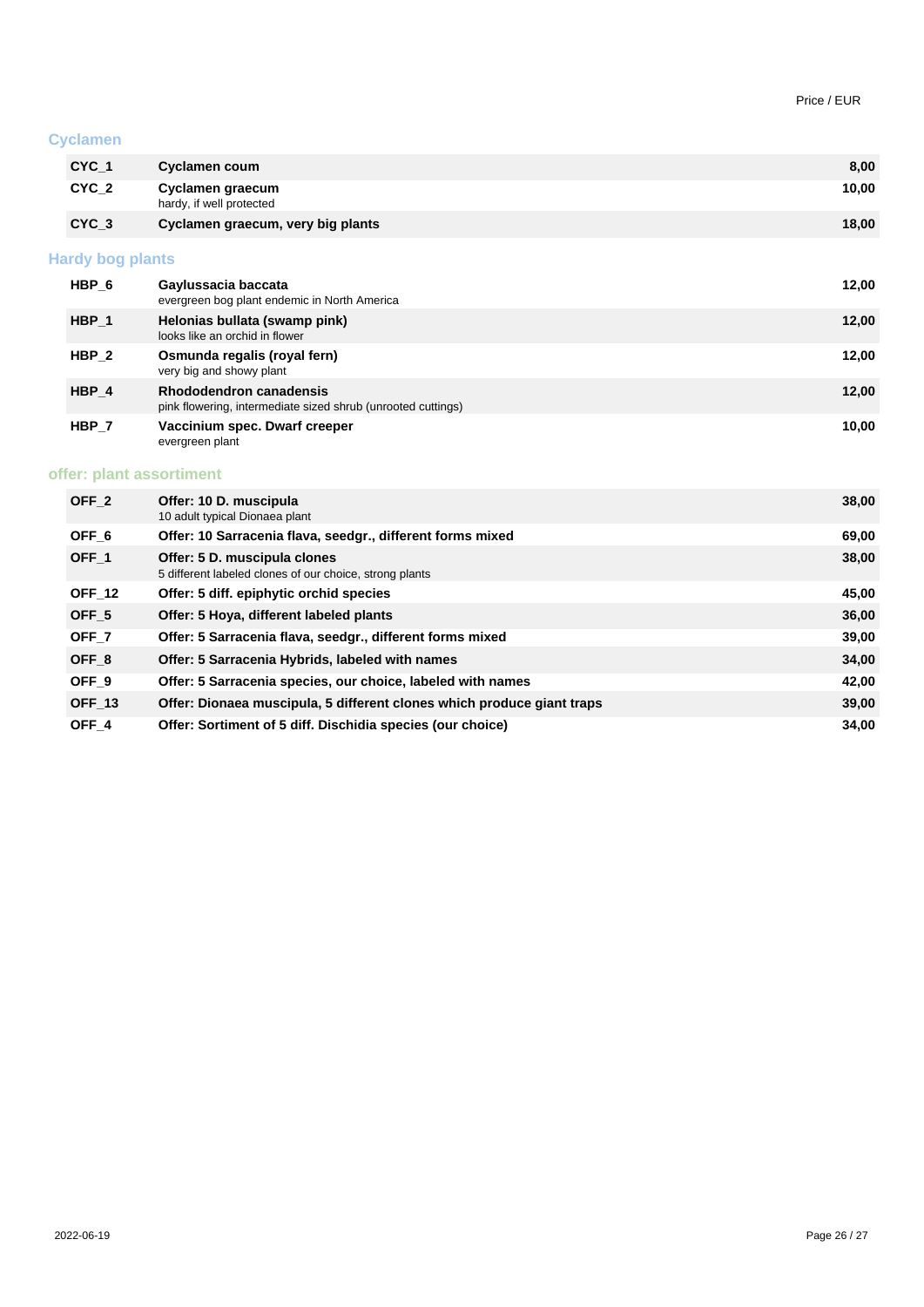Price / EUR

## Cyclamen

| | | |
|---|---|---|
| **CYC_1** | **Cyclamen coum** | **8,00** |
| **CYC_2** | **Cyclamen graecum**<br>hardy, if well protected | **10,00** |
| **CYC_3** | **Cyclamen graecum, very big plants** | **18,00** |

## Hardy bog plants

| | | |
|---|---|---|
| **HBP_6** | **Gaylussacia baccata**<br>evergreen bog plant endemic in North America | **12,00** |
| **HBP_1** | **Helonias bullata (swamp pink)**<br>looks like an orchid in flower | **12,00** |
| **HBP_2** | **Osmunda regalis (royal fern)**<br>very big and showy plant | **12,00** |
| **HBP_4** | **Rhododendron canadensis**<br>pink flowering, intermediate sized shrub (unrooted cuttings) | **12,00** |
| **HBP_7** | **Vaccinium spec. Dwarf creeper**<br>evergreen plant | **10,00** |

## offer: plant assortiment

| | | |
|---|---|---|
| **OFF_2** | **Offer: 10 D. muscipula**<br>10 adult typical Dionaea plant | **38,00** |
| **OFF_6** | **Offer: 10 Sarracenia flava, seedgr., different forms mixed** | **69,00** |
| **OFF_1** | **Offer: 5 D. muscipula clones**<br>5 different labeled clones of our choice, strong plants | **38,00** |
| **OFF_12** | **Offer: 5 diff. epiphytic orchid species** | **45,00** |
| **OFF_5** | **Offer: 5 Hoya, different labeled plants** | **36,00** |
| **OFF_7** | **Offer: 5 Sarracenia flava, seedgr., different forms mixed** | **39,00** |
| **OFF_8** | **Offer: 5 Sarracenia Hybrids, labeled with names** | **34,00** |
| **OFF_9** | **Offer: 5 Sarracenia species, our choice, labeled with names** | **42,00** |
| **OFF_13** | **Offer: Dionaea muscipula, 5 different clones which produce giant traps** | **39,00** |
| **OFF_4** | **Offer: Sortiment of 5 diff. Dischidia species (our choice)** | **34,00** |

2022-06-19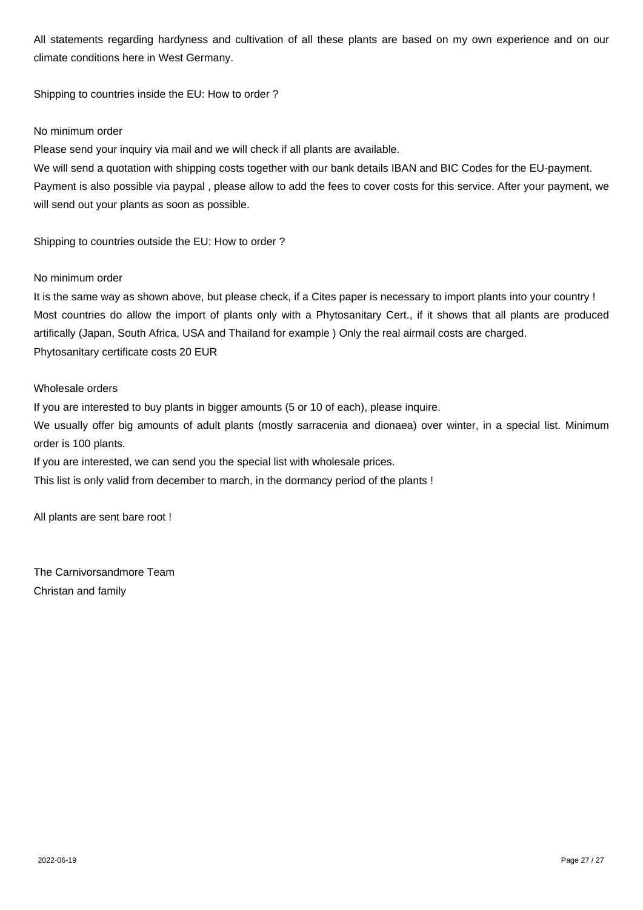All statements regarding hardyness and cultivation of all these plants are based on my own experience and on our climate conditions here in West Germany.

Shipping to countries inside the EU: How to order ?

No minimum order

Please send your inquiry via mail and we will check if all plants are available.

We will send a quotation with shipping costs together with our bank details IBAN and BIC Codes for the EU-payment.

Payment is also possible via paypal , please allow to add the fees to cover costs for this service. After your payment, we will send out your plants as soon as possible.

Shipping to countries outside the EU: How to order ?

No minimum order

It is the same way as shown above, but please check, if a Cites paper is necessary to import plants into your country !

Most countries do allow the import of plants only with a Phytosanitary Cert., if it shows that all plants are produced artifically (Japan, South Africa, USA and Thailand for example ) Only the real airmail costs are charged.

Phytosanitary certificate costs 20 EUR

Wholesale orders

If you are interested to buy plants in bigger amounts (5 or 10 of each), please inquire.

We usually offer big amounts of adult plants (mostly sarracenia and dionaea) over winter, in a special list. Minimum order is 100 plants.

If you are interested, we can send you the special list with wholesale prices.

This list is only valid from december to march, in the dormancy period of the plants !

All plants are sent bare root !

The Carnivorsandmore Team

Christan and family